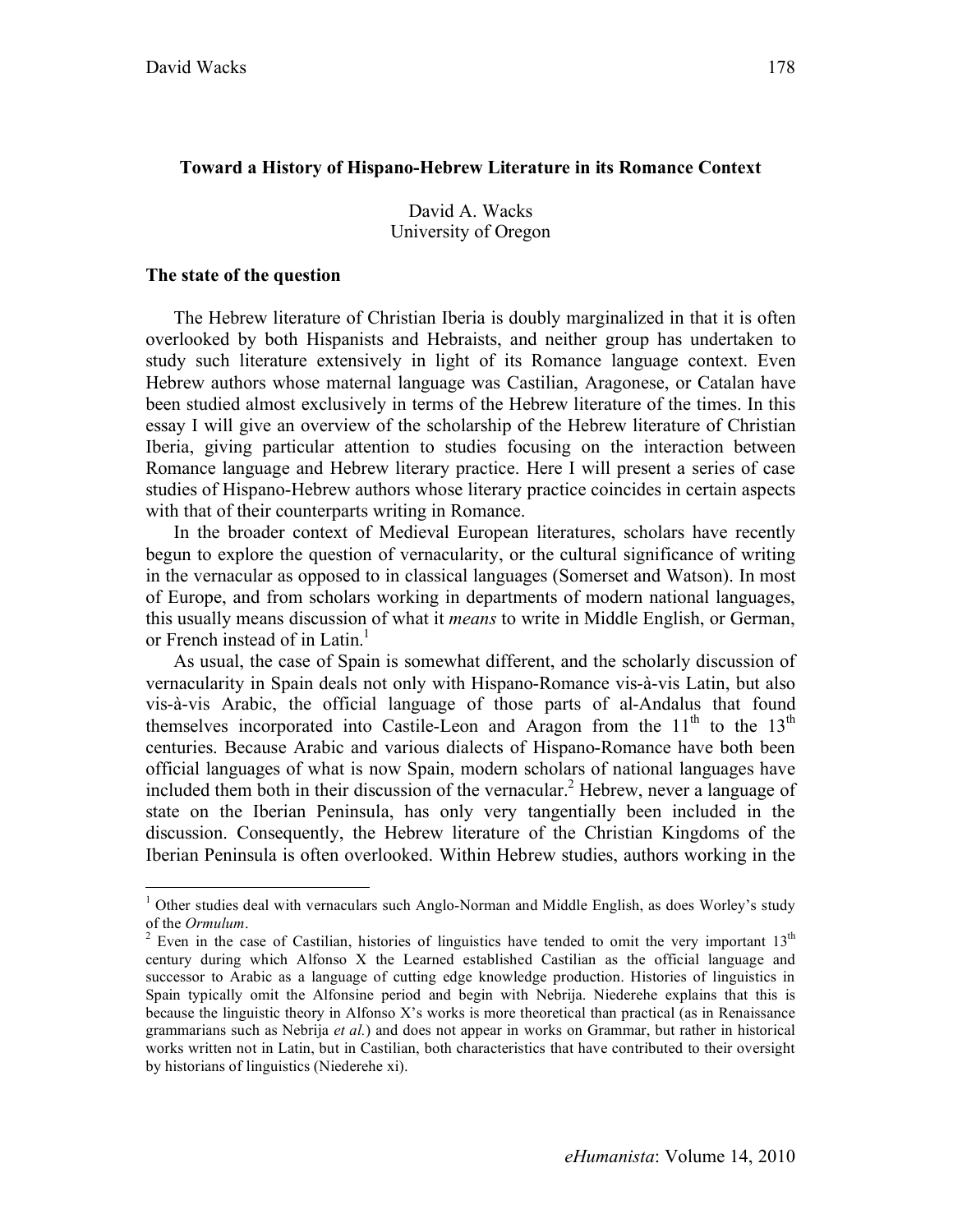# Toward a History of Hispano-Hebrew Literature in its Romance Context

David A. Wacks
University of Oregon

## The state of the question

The Hebrew literature of Christian Iberia is doubly marginalized in that it is often overlooked by both Hispanists and Hebraists, and neither group has undertaken to study such literature extensively in light of its Romance language context. Even Hebrew authors whose maternal language was Castilian, Aragonese, or Catalan have been studied almost exclusively in terms of the Hebrew literature of the times. In this essay I will give an overview of the scholarship of the Hebrew literature of Christian Iberia, giving particular attention to studies focusing on the interaction between Romance language and Hebrew literary practice. Here I will present a series of case studies of Hispano-Hebrew authors whose literary practice coincides in certain aspects with that of their counterparts writing in Romance.

In the broader context of Medieval European literatures, scholars have recently begun to explore the question of vernacularity, or the cultural significance of writing in the vernacular as opposed to in classical languages (Somerset and Watson). In most of Europe, and from scholars working in departments of modern national languages, this usually means discussion of what it *means* to write in Middle English, or German, or French instead of in Latin.[1]

As usual, the case of Spain is somewhat different, and the scholarly discussion of vernacularity in Spain deals not only with Hispano-Romance vis-à-vis Latin, but also vis-à-vis Arabic, the official language of those parts of al-Andalus that found themselves incorporated into Castile-Leon and Aragon from the 11th to the 13th centuries. Because Arabic and various dialects of Hispano-Romance have both been official languages of what is now Spain, modern scholars of national languages have included them both in their discussion of the vernacular.[2] Hebrew, never a language of state on the Iberian Peninsula, has only very tangentially been included in the discussion. Consequently, the Hebrew literature of the Christian Kingdoms of the Iberian Peninsula is often overlooked. Within Hebrew studies, authors working in the

---

[1] Other studies deal with vernaculars such Anglo-Norman and Middle English, as does Worley's study of the *Ormulum*.

[2] Even in the case of Castilian, histories of linguistics have tended to omit the very important 13th century during which Alfonso X the Learned established Castilian as the official language and successor to Arabic as a language of cutting edge knowledge production. Histories of linguistics in Spain typically omit the Alfonsine period and begin with Nebrija. Niederehe explains that this is because the linguistic theory in Alfonso X's works is more theoretical than practical (as in Renaissance grammarians such as Nebrija *et al.*) and does not appear in works on Grammar, but rather in historical works written not in Latin, but in Castilian, both characteristics that have contributed to their oversight by historians of linguistics (Niederehe xi).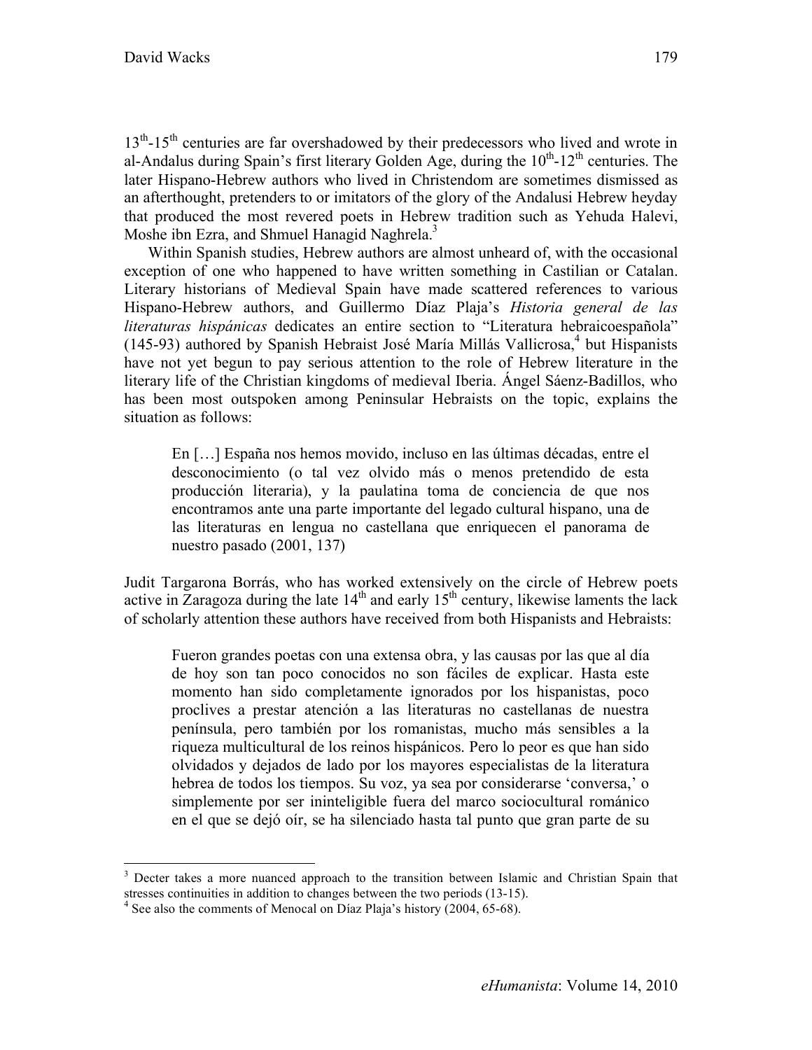13th-15th centuries are far overshadowed by their predecessors who lived and wrote in al-Andalus during Spain's first literary Golden Age, during the 10th-12th centuries. The later Hispano-Hebrew authors who lived in Christendom are sometimes dismissed as an afterthought, pretenders to or imitators of the glory of the Andalusi Hebrew heyday that produced the most revered poets in Hebrew tradition such as Yehuda Halevi, Moshe ibn Ezra, and Shmuel Hanagid Naghrela.[3]

Within Spanish studies, Hebrew authors are almost unheard of, with the occasional exception of one who happened to have written something in Castilian or Catalan. Literary historians of Medieval Spain have made scattered references to various Hispano-Hebrew authors, and Guillermo Díaz Plaja's *Historia general de las literaturas hispánicas* dedicates an entire section to "Literatura hebraicoespañola" (145-93) authored by Spanish Hebraist José María Millás Vallicrosa,[4] but Hispanists have not yet begun to pay serious attention to the role of Hebrew literature in the literary life of the Christian kingdoms of medieval Iberia. Ángel Sáenz-Badillos, who has been most outspoken among Peninsular Hebraists on the topic, explains the situation as follows:

> En […] España nos hemos movido, incluso en las últimas décadas, entre el desconocimiento (o tal vez olvido más o menos pretendido de esta producción literaria), y la paulatina toma de conciencia de que nos encontramos ante una parte importante del legado cultural hispano, una de las literaturas en lengua no castellana que enriquecen el panorama de nuestro pasado (2001, 137)

Judit Targarona Borrás, who has worked extensively on the circle of Hebrew poets active in Zaragoza during the late 14th and early 15th century, likewise laments the lack of scholarly attention these authors have received from both Hispanists and Hebraists:

> Fueron grandes poetas con una extensa obra, y las causas por las que al día de hoy son tan poco conocidos no son fáciles de explicar. Hasta este momento han sido completamente ignorados por los hispanistas, poco proclives a prestar atención a las literaturas no castellanas de nuestra península, pero también por los romanistas, mucho más sensibles a la riqueza multicultural de los reinos hispánicos. Pero lo peor es que han sido olvidados y dejados de lado por los mayores especialistas de la literatura hebrea de todos los tiempos. Su voz, ya sea por considerarse 'conversa,' o simplemente por ser ininteligible fuera del marco sociocultural romántico en el que se dejó oír, se ha silenciado hasta tal punto que gran parte de su

[3] Decter takes a more nuanced approach to the transition between Islamic and Christian Spain that stresses continuities in addition to changes between the two periods (13-15).

[4] See also the comments of Menocal on Díaz Plaja's history (2004, 65-68).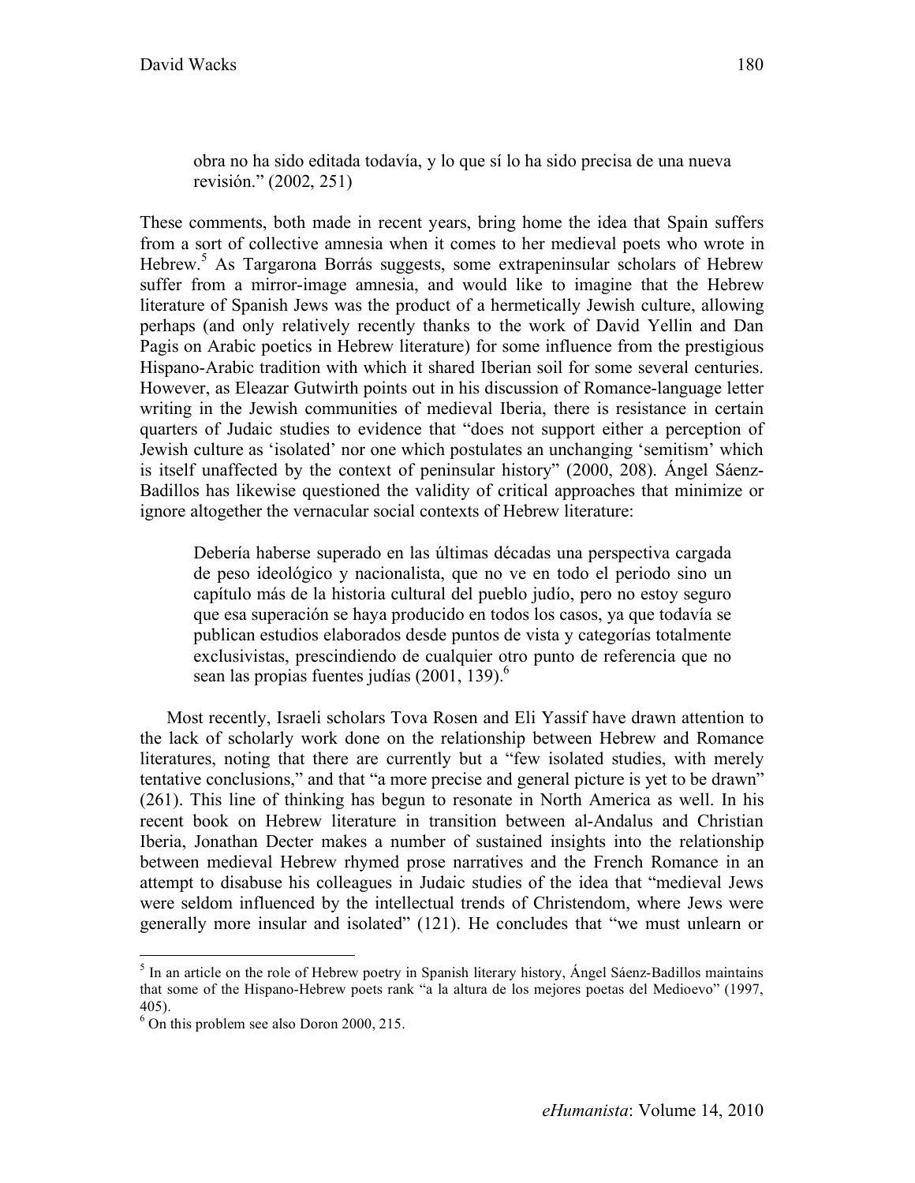> obra no ha sido editada todavía, y lo que sí lo ha sido precisa de una nueva revisión." (2002, 251)

These comments, both made in recent years, bring home the idea that Spain suffers from a sort of collective amnesia when it comes to her medieval poets who wrote in Hebrew.[5] As Targarona Borrás suggests, some extrapeninsular scholars of Hebrew suffer from a mirror-image amnesia, and would like to imagine that the Hebrew literature of Spanish Jews was the product of a hermetically Jewish culture, allowing perhaps (and only relatively recently thanks to the work of David Yellin and Dan Pagis on Arabic poetics in Hebrew literature) for some influence from the prestigious Hispano-Arabic tradition with which it shared Iberian soil for some several centuries. However, as Eleazar Gutwirth points out in his discussion of Romance-language letter writing in the Jewish communities of medieval Iberia, there is resistance in certain quarters of Judaic studies to evidence that "does not support either a perception of Jewish culture as 'isolated' nor one which postulates an unchanging 'semitism' which is itself unaffected by the context of peninsular history" (2000, 208). Ángel Sáenz-Badillos has likewise questioned the validity of critical approaches that minimize or ignore altogether the vernacular social contexts of Hebrew literature:

> Debería haberse superado en las últimas décadas una perspectiva cargada de peso ideológico y nacionalista, que no ve en todo el periodo sino un capítulo más de la historia cultural del pueblo judío, pero no estoy seguro que esa superación se haya producido en todos los casos, ya que todavía se publican estudios elaborados desde puntos de vista y categorías totalmente exclusivistas, prescindiendo de cualquier otro punto de referencia que no sean las propias fuentes judías (2001, 139).[6]

Most recently, Israeli scholars Tova Rosen and Eli Yassif have drawn attention to the lack of scholarly work done on the relationship between Hebrew and Romance literatures, noting that there are currently but a "few isolated studies, with merely tentative conclusions," and that "a more precise and general picture is yet to be drawn" (261). This line of thinking has begun to resonate in North America as well. In his recent book on Hebrew literature in transition between al-Andalus and Christian Iberia, Jonathan Decter makes a number of sustained insights into the relationship between medieval Hebrew rhymed prose narratives and the French Romance in an attempt to disabuse his colleagues in Judaic studies of the idea that "medieval Jews were seldom influenced by the intellectual trends of Christendom, where Jews were generally more insular and isolated" (121). He concludes that "we must unlearn or

---

[5] In an article on the role of Hebrew poetry in Spanish literary history, Ángel Sáenz-Badillos maintains that some of the Hispano-Hebrew poets rank "a la altura de los mejores poetas del Medioevo" (1997, 405).

[6] On this problem see also Doron 2000, 215.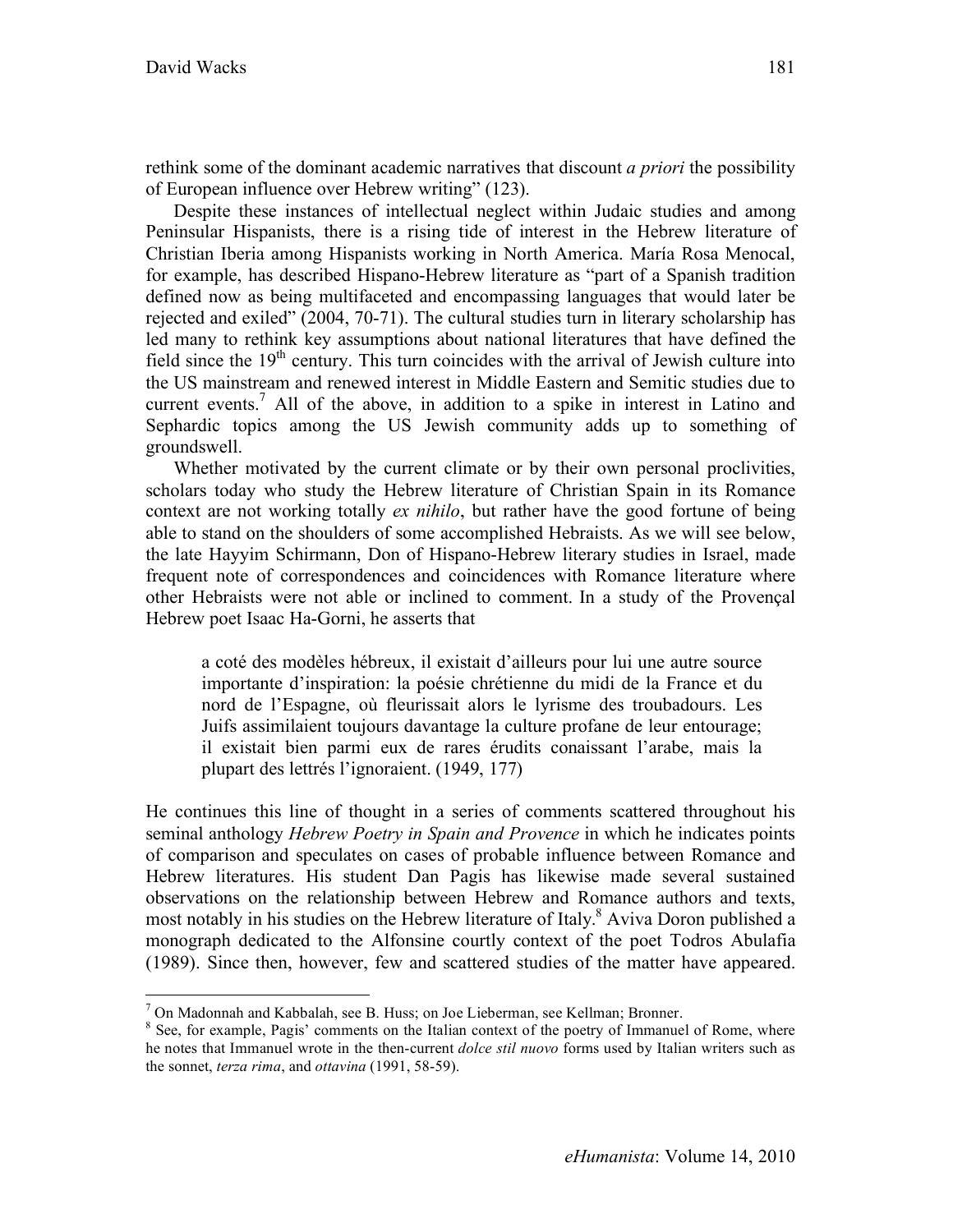rethink some of the dominant academic narratives that discount *a priori* the possibility of European influence over Hebrew writing" (123).

Despite these instances of intellectual neglect within Judaic studies and among Peninsular Hispanists, there is a rising tide of interest in the Hebrew literature of Christian Iberia among Hispanists working in North America. María Rosa Menocal, for example, has described Hispano-Hebrew literature as "part of a Spanish tradition defined now as being multifaceted and encompassing languages that would later be rejected and exiled" (2004, 70-71). The cultural studies turn in literary scholarship has led many to rethink key assumptions about national literatures that have defined the field since the 19th century. This turn coincides with the arrival of Jewish culture into the US mainstream and renewed interest in Middle Eastern and Semitic studies due to current events.[7] All of the above, in addition to a spike in interest in Latino and Sephardic topics among the US Jewish community adds up to something of groundswell.

Whether motivated by the current climate or by their own personal proclivities, scholars today who study the Hebrew literature of Christian Spain in its Romance context are not working totally *ex nihilo*, but rather have the good fortune of being able to stand on the shoulders of some accomplished Hebraists. As we will see below, the late Hayyim Schirmann, Don of Hispano-Hebrew literary studies in Israel, made frequent note of correspondences and coincidences with Romance literature where other Hebraists were not able or inclined to comment. In a study of the Provençal Hebrew poet Isaac Ha-Gorni, he asserts that

> a coté des modèles hébreux, il existait d'ailleurs pour lui une autre source importante d'inspiration: la poésie chrétienne du midi de la France et du nord de l'Espagne, où fleurissait alors le lyrisme des troubadours. Les Juifs assimilaient toujours davantage la culture profane de leur entourage; il existait bien parmi eux de rares érudits conaissant l'arabe, mais la plupart des lettrés l'ignoraient. (1949, 177)

He continues this line of thought in a series of comments scattered throughout his seminal anthology *Hebrew Poetry in Spain and Provence* in which he indicates points of comparison and speculates on cases of probable influence between Romance and Hebrew literatures. His student Dan Pagis has likewise made several sustained observations on the relationship between Hebrew and Romance authors and texts, most notably in his studies on the Hebrew literature of Italy.[8] Aviva Doron published a monograph dedicated to the Alfonsine courtly context of the poet Todros Abulafia (1989). Since then, however, few and scattered studies of the matter have appeared.

---

[7] On Madonnah and Kabbalah, see B. Huss; on Joe Lieberman, see Kellman; Bronner.

[8] See, for example, Pagis' comments on the Italian context of the poetry of Immanuel of Rome, where he notes that Immanuel wrote in the then-current *dolce stil nuovo* forms used by Italian writers such as the sonnet, *terza rima*, and *ottavina* (1991, 58-59).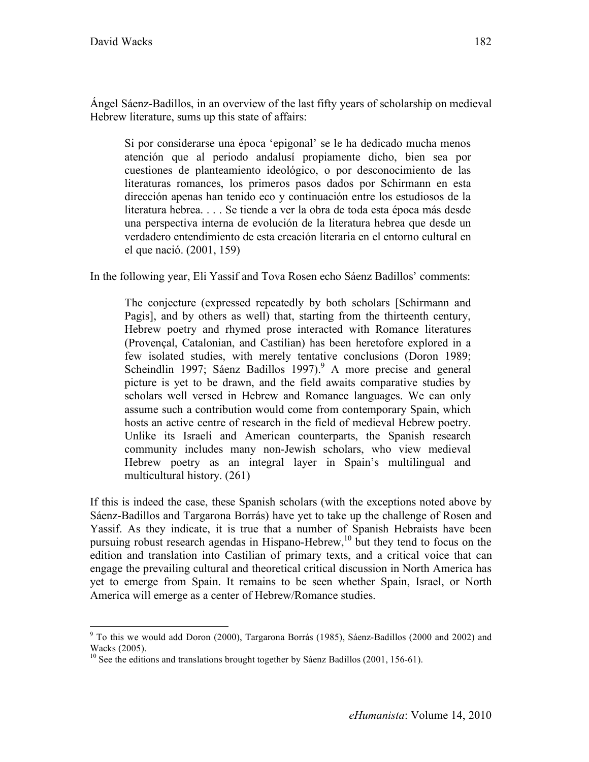Ángel Sáenz-Badillos, in an overview of the last fifty years of scholarship on medieval Hebrew literature, sums up this state of affairs:

> Si por considerarse una época 'epigonal' se le ha dedicado mucha menos atención que al periodo andalusí propiamente dicho, bien sea por cuestiones de planteamiento ideológico, o por desconocimiento de las literaturas romances, los primeros pasos dados por Schirmann en esta dirección apenas han tenido eco y continuación entre los estudiosos de la literatura hebrea. . . . Se tiende a ver la obra de toda esta época más desde una perspectiva interna de evolución de la literatura hebrea que desde un verdadero entendimiento de esta creación literaria en el entorno cultural en el que nació. (2001, 159)

In the following year, Eli Yassif and Tova Rosen echo Sáenz Badillos' comments:

> The conjecture (expressed repeatedly by both scholars [Schirmann and Pagis], and by others as well) that, starting from the thirteenth century, Hebrew poetry and rhymed prose interacted with Romance literatures (Provençal, Catalonian, and Castilian) has been heretofore explored in a few isolated studies, with merely tentative conclusions (Doron 1989; Scheindlin 1997; Sáenz Badillos 1997).[9] A more precise and general picture is yet to be drawn, and the field awaits comparative studies by scholars well versed in Hebrew and Romance languages. We can only assume such a contribution would come from contemporary Spain, which hosts an active centre of research in the field of medieval Hebrew poetry. Unlike its Israeli and American counterparts, the Spanish research community includes many non-Jewish scholars, who view medieval Hebrew poetry as an integral layer in Spain's multilingual and multicultural history. (261)

If this is indeed the case, these Spanish scholars (with the exceptions noted above by Sáenz-Badillos and Targarona Borrás) have yet to take up the challenge of Rosen and Yassif. As they indicate, it is true that a number of Spanish Hebraists have been pursuing robust research agendas in Hispano-Hebrew,[10] but they tend to focus on the edition and translation into Castilian of primary texts, and a critical voice that can engage the prevailing cultural and theoretical critical discussion in North America has yet to emerge from Spain. It remains to be seen whether Spain, Israel, or North America will emerge as a center of Hebrew/Romance studies.

---

[9] To this we would add Doron (2000), Targarona Borrás (1985), Sáenz-Badillos (2000 and 2002) and Wacks (2005).

[10] See the editions and translations brought together by Sáenz Badillos (2001, 156-61).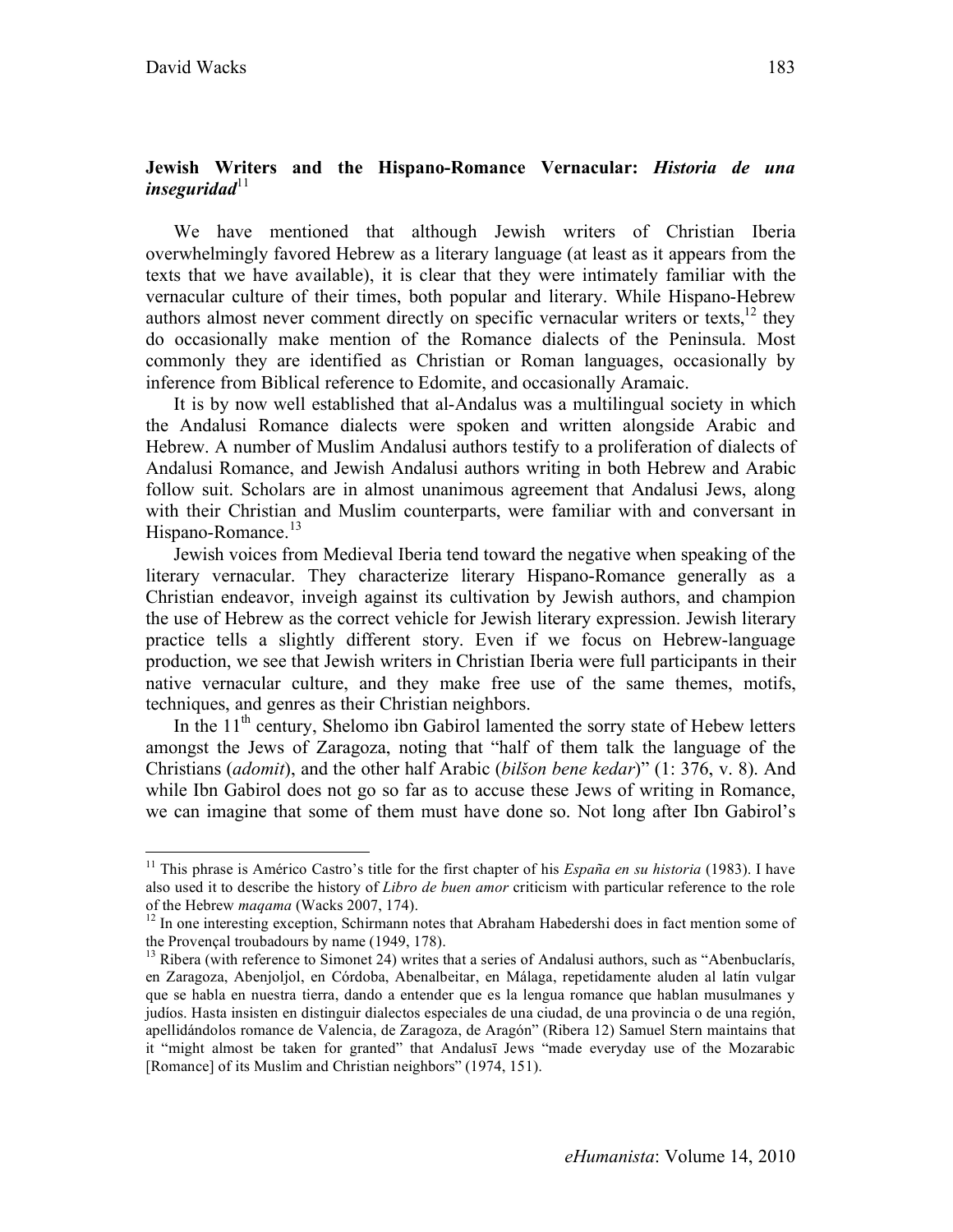## Jewish Writers and the Hispano-Romance Vernacular: *Historia de una inseguridad*[11]

We have mentioned that although Jewish writers of Christian Iberia overwhelmingly favored Hebrew as a literary language (at least as it appears from the texts that we have available), it is clear that they were intimately familiar with the vernacular culture of their times, both popular and literary. While Hispano-Hebrew authors almost never comment directly on specific vernacular writers or texts,[12] they do occasionally make mention of the Romance dialects of the Peninsula. Most commonly they are identified as Christian or Roman languages, occasionally by inference from Biblical reference to Edomite, and occasionally Aramaic.

It is by now well established that al-Andalus was a multilingual society in which the Andalusi Romance dialects were spoken and written alongside Arabic and Hebrew. A number of Muslim Andalusi authors testify to a proliferation of dialects of Andalusi Romance, and Jewish Andalusi authors writing in both Hebrew and Arabic follow suit. Scholars are in almost unanimous agreement that Andalusi Jews, along with their Christian and Muslim counterparts, were familiar with and conversant in Hispano-Romance.[13]

Jewish voices from Medieval Iberia tend toward the negative when speaking of the literary vernacular. They characterize literary Hispano-Romance generally as a Christian endeavor, inveigh against its cultivation by Jewish authors, and champion the use of Hebrew as the correct vehicle for Jewish literary expression. Jewish literary practice tells a slightly different story. Even if we focus on Hebrew-language production, we see that Jewish writers in Christian Iberia were full participants in their native vernacular culture, and they make free use of the same themes, motifs, techniques, and genres as their Christian neighbors.

In the 11th century, Shelomo ibn Gabirol lamented the sorry state of Hebew letters amongst the Jews of Zaragoza, noting that "half of them talk the language of the Christians (*adomit*), and the other half Arabic (*bilšon bene kedar*)" (1: 376, v. 8). And while Ibn Gabirol does not go so far as to accuse these Jews of writing in Romance, we can imagine that some of them must have done so. Not long after Ibn Gabirol's

---

[11] This phrase is Américo Castro's title for the first chapter of his *España en su historia* (1983). I have also used it to describe the history of *Libro de buen amor* criticism with particular reference to the role of the Hebrew *maqama* (Wacks 2007, 174).

[12] In one interesting exception, Schirmann notes that Abraham Habedershi does in fact mention some of the Provençal troubadours by name (1949, 178).

[13] Ribera (with reference to Simonet 24) writes that a series of Andalusi authors, such as "Abenbuclarís, en Zaragoza, Abenjoljol, en Córdoba, Abenalbeitar, en Málaga, repetidamente aluden al latín vulgar que se habla en nuestra tierra, dando a entender que es la lengua romance que hablan musulmanes y judíos. Hasta insisten en distinguir dialectos especiales de una ciudad, de una provincia o de una región, apellidándolos romance de Valencia, de Zaragoza, de Aragón" (Ribera 12) Samuel Stern maintains that it "might almost be taken for granted" that Andalusī Jews "made everyday use of the Mozarabic [Romance] of its Muslim and Christian neighbors" (1974, 151).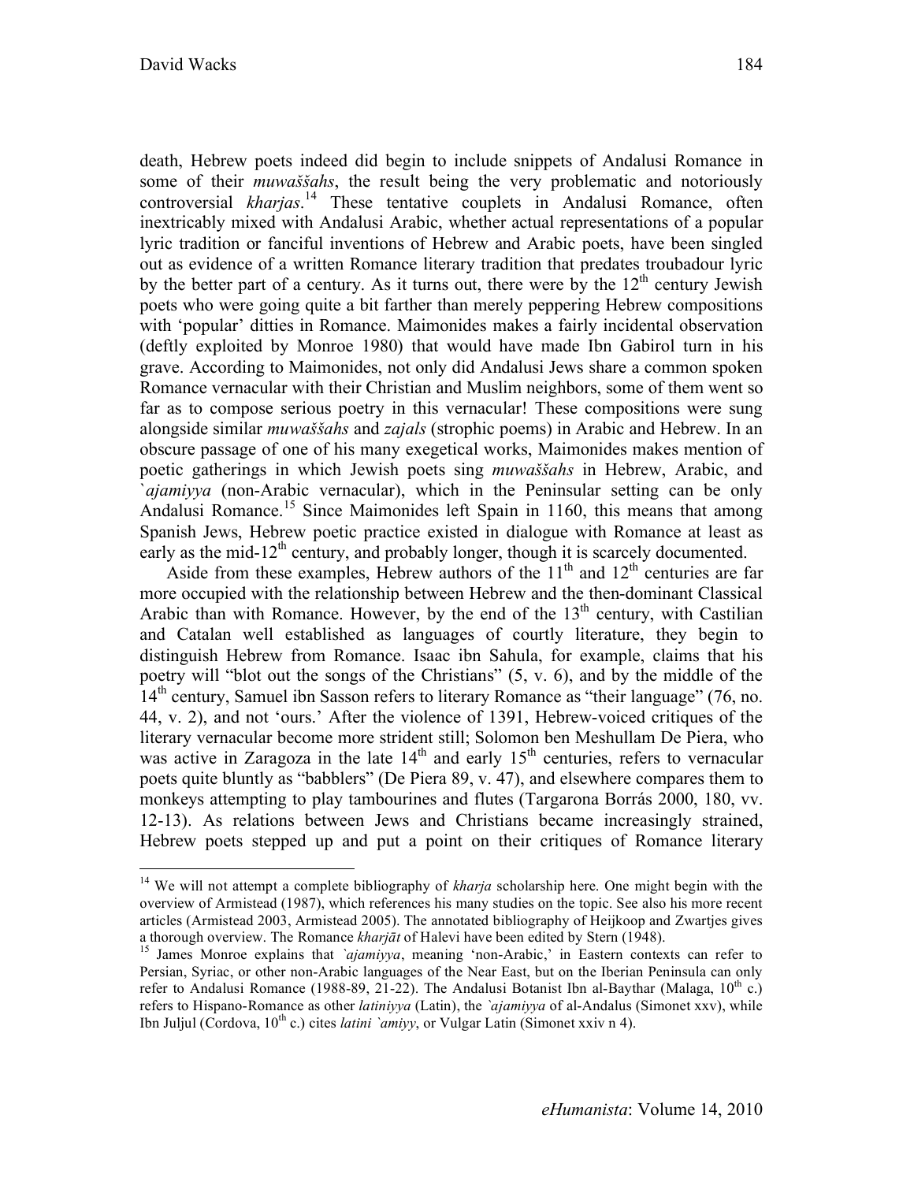death, Hebrew poets indeed did begin to include snippets of Andalusi Romance in some of their *muwaššahs*, the result being the very problematic and notoriously controversial *kharjas*.[14] These tentative couplets in Andalusi Romance, often inextricably mixed with Andalusi Arabic, whether actual representations of a popular lyric tradition or fanciful inventions of Hebrew and Arabic poets, have been singled out as evidence of a written Romance literary tradition that predates troubadour lyric by the better part of a century. As it turns out, there were by the 12th century Jewish poets who were going quite a bit farther than merely peppering Hebrew compositions with 'popular' ditties in Romance. Maimonides makes a fairly incidental observation (deftly exploited by Monroe 1980) that would have made Ibn Gabirol turn in his grave. According to Maimonides, not only did Andalusi Jews share a common spoken Romance vernacular with their Christian and Muslim neighbors, some of them went so far as to compose serious poetry in this vernacular! These compositions were sung alongside similar *muwaššahs* and *zajals* (strophic poems) in Arabic and Hebrew. In an obscure passage of one of his many exegetical works, Maimonides makes mention of poetic gatherings in which Jewish poets sing *muwaššahs* in Hebrew, Arabic, and *`ajamiyya* (non-Arabic vernacular), which in the Peninsular setting can be only Andalusi Romance.[15] Since Maimonides left Spain in 1160, this means that among Spanish Jews, Hebrew poetic practice existed in dialogue with Romance at least as early as the mid-12th century, and probably longer, though it is scarcely documented.

Aside from these examples, Hebrew authors of the 11th and 12th centuries are far more occupied with the relationship between Hebrew and the then-dominant Classical Arabic than with Romance. However, by the end of the 13th century, with Castilian and Catalan well established as languages of courtly literature, they begin to distinguish Hebrew from Romance. Isaac ibn Sahula, for example, claims that his poetry will "blot out the songs of the Christians" (5, v. 6), and by the middle of the 14th century, Samuel ibn Sasson refers to literary Romance as "their language" (76, no. 44, v. 2), and not 'ours.' After the violence of 1391, Hebrew-voiced critiques of the literary vernacular become more strident still; Solomon ben Meshullam De Piera, who was active in Zaragoza in the late 14th and early 15th centuries, refers to vernacular poets quite bluntly as "babblers" (De Piera 89, v. 47), and elsewhere compares them to monkeys attempting to play tambourines and flutes (Targarona Borrás 2000, 180, vv. 12-13). As relations between Jews and Christians became increasingly strained, Hebrew poets stepped up and put a point on their critiques of Romance literary

---

[14] We will not attempt a complete bibliography of *kharja* scholarship here. One might begin with the overview of Armistead (1987), which references his many studies on the topic. See also his more recent articles (Armistead 2003, Armistead 2005). The annotated bibliography of Heijkoop and Zwartjes gives a thorough overview. The Romance *kharjāt* of Halevi have been edited by Stern (1948).

[15] James Monroe explains that *`ajamiyya*, meaning 'non-Arabic,' in Eastern contexts can refer to Persian, Syriac, or other non-Arabic languages of the Near East, but on the Iberian Peninsula can only refer to Andalusi Romance (1988-89, 21-22). The Andalusi Botanist Ibn al-Baythar (Malaga, 10th c.) refers to Hispano-Romance as other *latiniyya* (Latin), the *`ajamiyya* of al-Andalus (Simonet xxv), while Ibn Juljul (Cordova, 10th c.) cites *latini `amiyy*, or Vulgar Latin (Simonet xxiv n 4).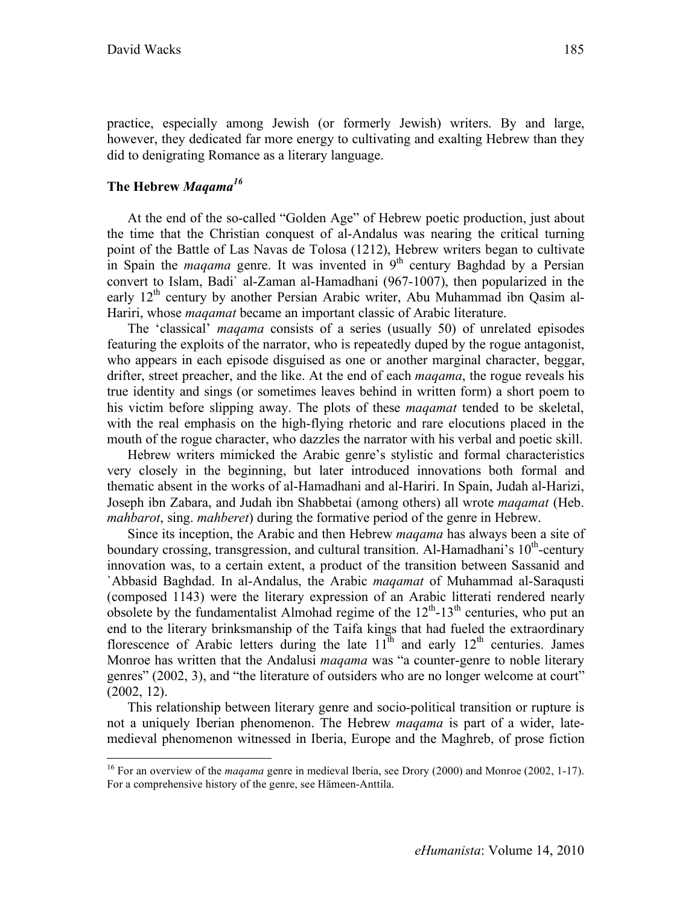practice, especially among Jewish (or formerly Jewish) writers. By and large, however, they dedicated far more energy to cultivating and exalting Hebrew than they did to denigrating Romance as a literary language.

## The Hebrew *Maqama*[16]

At the end of the so-called "Golden Age" of Hebrew poetic production, just about the time that the Christian conquest of al-Andalus was nearing the critical turning point of the Battle of Las Navas de Tolosa (1212), Hebrew writers began to cultivate in Spain the *maqama* genre. It was invented in 9th century Baghdad by a Persian convert to Islam, Badi` al-Zaman al-Hamadhani (967-1007), then popularized in the early 12th century by another Persian Arabic writer, Abu Muhammad ibn Qasim al-Hariri, whose *maqamat* became an important classic of Arabic literature.

The 'classical' *maqama* consists of a series (usually 50) of unrelated episodes featuring the exploits of the narrator, who is repeatedly duped by the rogue antagonist, who appears in each episode disguised as one or another marginal character, beggar, drifter, street preacher, and the like. At the end of each *maqama*, the rogue reveals his true identity and sings (or sometimes leaves behind in written form) a short poem to his victim before slipping away. The plots of these *maqamat* tended to be skeletal, with the real emphasis on the high-flying rhetoric and rare elocutions placed in the mouth of the rogue character, who dazzles the narrator with his verbal and poetic skill.

Hebrew writers mimicked the Arabic genre's stylistic and formal characteristics very closely in the beginning, but later introduced innovations both formal and thematic absent in the works of al-Hamadhani and al-Hariri. In Spain, Judah al-Harizi, Joseph ibn Zabara, and Judah ibn Shabbetai (among others) all wrote *maqamat* (Heb. *mahbarot*, sing. *mahberet*) during the formative period of the genre in Hebrew.

Since its inception, the Arabic and then Hebrew *maqama* has always been a site of boundary crossing, transgression, and cultural transition. Al-Hamadhani's 10th-century innovation was, to a certain extent, a product of the transition between Sassanid and `Abbasid Baghdad. In al-Andalus, the Arabic *maqamat* of Muhammad al-Saraqusti (composed 1143) were the literary expression of an Arabic litterati rendered nearly obsolete by the fundamentalist Almohad regime of the 12th-13th centuries, who put an end to the literary brinksmanship of the Taifa kings that had fueled the extraordinary florescence of Arabic letters during the late 11th and early 12th centuries. James Monroe has written that the Andalusi *maqama* was "a counter-genre to noble literary genres" (2002, 3), and "the literature of outsiders who are no longer welcome at court" (2002, 12).

This relationship between literary genre and socio-political transition or rupture is not a uniquely Iberian phenomenon. The Hebrew *maqama* is part of a wider, late-medieval phenomenon witnessed in Iberia, Europe and the Maghreb, of prose fiction

[16] For an overview of the *maqama* genre in medieval Iberia, see Drory (2000) and Monroe (2002, 1-17). For a comprehensive history of the genre, see Hämeen-Anttila.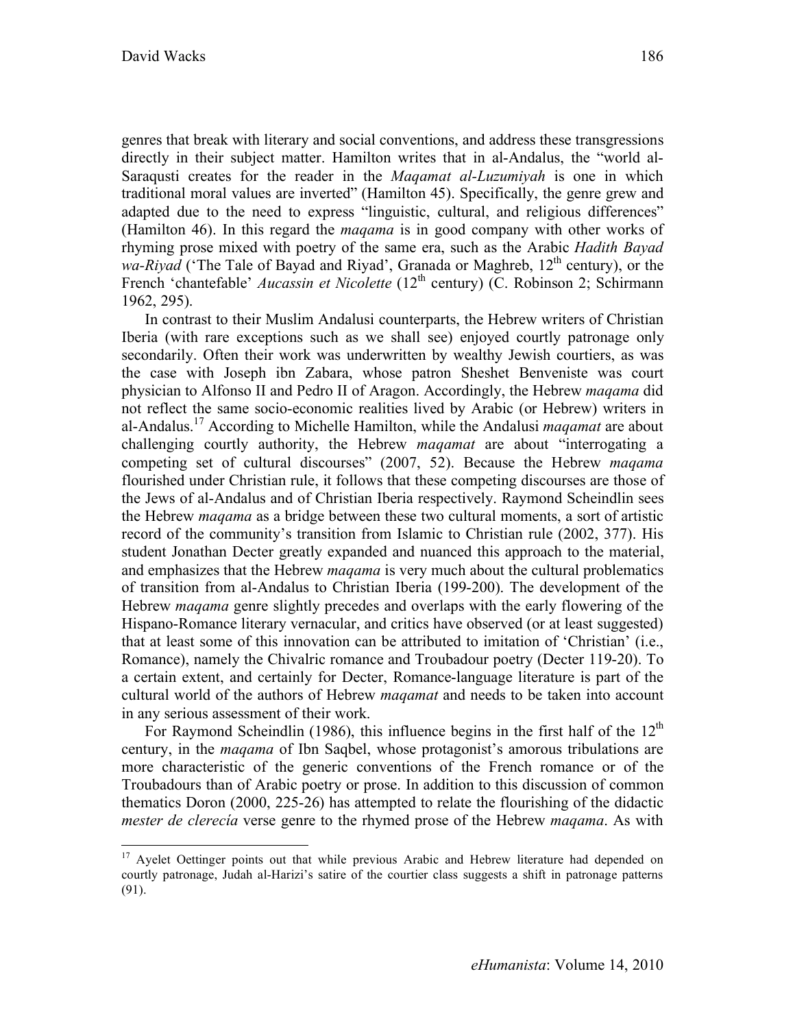genres that break with literary and social conventions, and address these transgressions directly in their subject matter. Hamilton writes that in al-Andalus, the "world al-Saraqusti creates for the reader in the *Maqamat al-Luzumiyah* is one in which traditional moral values are inverted" (Hamilton 45). Specifically, the genre grew and adapted due to the need to express "linguistic, cultural, and religious differences" (Hamilton 46). In this regard the *maqama* is in good company with other works of rhyming prose mixed with poetry of the same era, such as the Arabic *Hadith Bayad wa-Riyad* ('The Tale of Bayad and Riyad', Granada or Maghreb, 12th century), or the French 'chantefable' *Aucassin et Nicolette* (12th century) (C. Robinson 2; Schirmann 1962, 295).

In contrast to their Muslim Andalusi counterparts, the Hebrew writers of Christian Iberia (with rare exceptions such as we shall see) enjoyed courtly patronage only secondarily. Often their work was underwritten by wealthy Jewish courtiers, as was the case with Joseph ibn Zabara, whose patron Sheshet Benveniste was court physician to Alfonso II and Pedro II of Aragon. Accordingly, the Hebrew *maqama* did not reflect the same socio-economic realities lived by Arabic (or Hebrew) writers in al-Andalus.[17] According to Michelle Hamilton, while the Andalusi *maqamat* are about challenging courtly authority, the Hebrew *maqamat* are about "interrogating a competing set of cultural discourses" (2007, 52). Because the Hebrew *maqama* flourished under Christian rule, it follows that these competing discourses are those of the Jews of al-Andalus and of Christian Iberia respectively. Raymond Scheindlin sees the Hebrew *maqama* as a bridge between these two cultural moments, a sort of artistic record of the community's transition from Islamic to Christian rule (2002, 377). His student Jonathan Decter greatly expanded and nuanced this approach to the material, and emphasizes that the Hebrew *maqama* is very much about the cultural problematics of transition from al-Andalus to Christian Iberia (199-200). The development of the Hebrew *maqama* genre slightly precedes and overlaps with the early flowering of the Hispano-Romance literary vernacular, and critics have observed (or at least suggested) that at least some of this innovation can be attributed to imitation of 'Christian' (i.e., Romance), namely the Chivalric romance and Troubadour poetry (Decter 119-20). To a certain extent, and certainly for Decter, Romance-language literature is part of the cultural world of the authors of Hebrew *maqamat* and needs to be taken into account in any serious assessment of their work.

For Raymond Scheindlin (1986), this influence begins in the first half of the 12th century, in the *maqama* of Ibn Saqbel, whose protagonist's amorous tribulations are more characteristic of the generic conventions of the French romance or of the Troubadours than of Arabic poetry or prose. In addition to this discussion of common thematics Doron (2000, 225-26) has attempted to relate the flourishing of the didactic *mester de clerecía* verse genre to the rhymed prose of the Hebrew *maqama*. As with

---

[17] Ayelet Oettinger points out that while previous Arabic and Hebrew literature had depended on courtly patronage, Judah al-Harizi's satire of the courtier class suggests a shift in patronage patterns (91).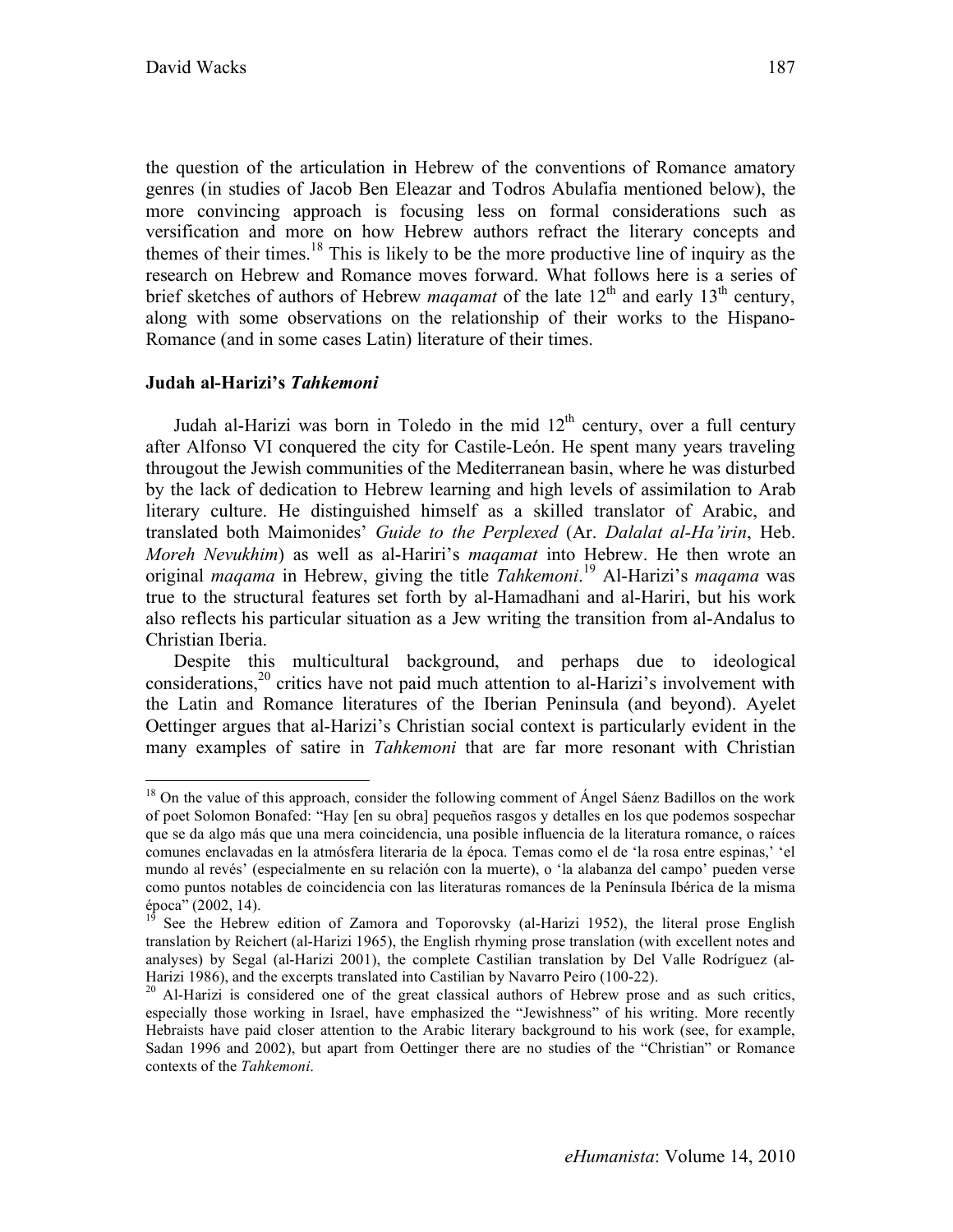the question of the articulation in Hebrew of the conventions of Romance amatory genres (in studies of Jacob Ben Eleazar and Todros Abulafia mentioned below), the more convincing approach is focusing less on formal considerations such as versification and more on how Hebrew authors refract the literary concepts and themes of their times.[18] This is likely to be the more productive line of inquiry as the research on Hebrew and Romance moves forward. What follows here is a series of brief sketches of authors of Hebrew *maqamat* of the late 12th and early 13th century, along with some observations on the relationship of their works to the Hispano-Romance (and in some cases Latin) literature of their times.

### Judah al-Harizi's *Tahkemoni*

Judah al-Harizi was born in Toledo in the mid 12th century, over a full century after Alfonso VI conquered the city for Castile-León. He spent many years traveling througout the Jewish communities of the Mediterranean basin, where he was disturbed by the lack of dedication to Hebrew learning and high levels of assimilation to Arab literary culture. He distinguished himself as a skilled translator of Arabic, and translated both Maimonides' *Guide to the Perplexed* (Ar. *Dalalat al-Ha'irin*, Heb. *Moreh Nevukhim*) as well as al-Hariri's *maqamat* into Hebrew. He then wrote an original *maqama* in Hebrew, giving the title *Tahkemoni*.[19] Al-Harizi's *maqama* was true to the structural features set forth by al-Hamadhani and al-Hariri, but his work also reflects his particular situation as a Jew writing the transition from al-Andalus to Christian Iberia.

Despite this multicultural background, and perhaps due to ideological considerations,[20] critics have not paid much attention to al-Harizi's involvement with the Latin and Romance literatures of the Iberian Peninsula (and beyond). Ayelet Oettinger argues that al-Harizi's Christian social context is particularly evident in the many examples of satire in *Tahkemoni* that are far more resonant with Christian

---

[18] On the value of this approach, consider the following comment of Ángel Sáenz Badillos on the work of poet Solomon Bonafed: "Hay [en su obra] pequeños rasgos y detalles en los que podemos sospechar que se da algo más que una mera coincidencia, una posible influencia de la literatura romance, o raíces comunes enclavadas en la atmósfera literaria de la época. Temas como el de 'la rosa entre espinas,' 'el mundo al revés' (especialmente en su relación con la muerte), o 'la alabanza del campo' pueden verse como puntos notables de coincidencia con las literaturas romances de la Península Ibérica de la misma época" (2002, 14).

[19] See the Hebrew edition of Zamora and Toporovsky (al-Harizi 1952), the literal prose English translation by Reichert (al-Harizi 1965), the English rhyming prose translation (with excellent notes and analyses) by Segal (al-Harizi 2001), the complete Castilian translation by Del Valle Rodríguez (al-Harizi 1986), and the excerpts translated into Castilian by Navarro Peiro (100-22).

[20] Al-Harizi is considered one of the great classical authors of Hebrew prose and as such critics, especially those working in Israel, have emphasized the "Jewishness" of his writing. More recently Hebraists have paid closer attention to the Arabic literary background to his work (see, for example, Sadan 1996 and 2002), but apart from Oettinger there are no studies of the "Christian" or Romance contexts of the *Tahkemoni*.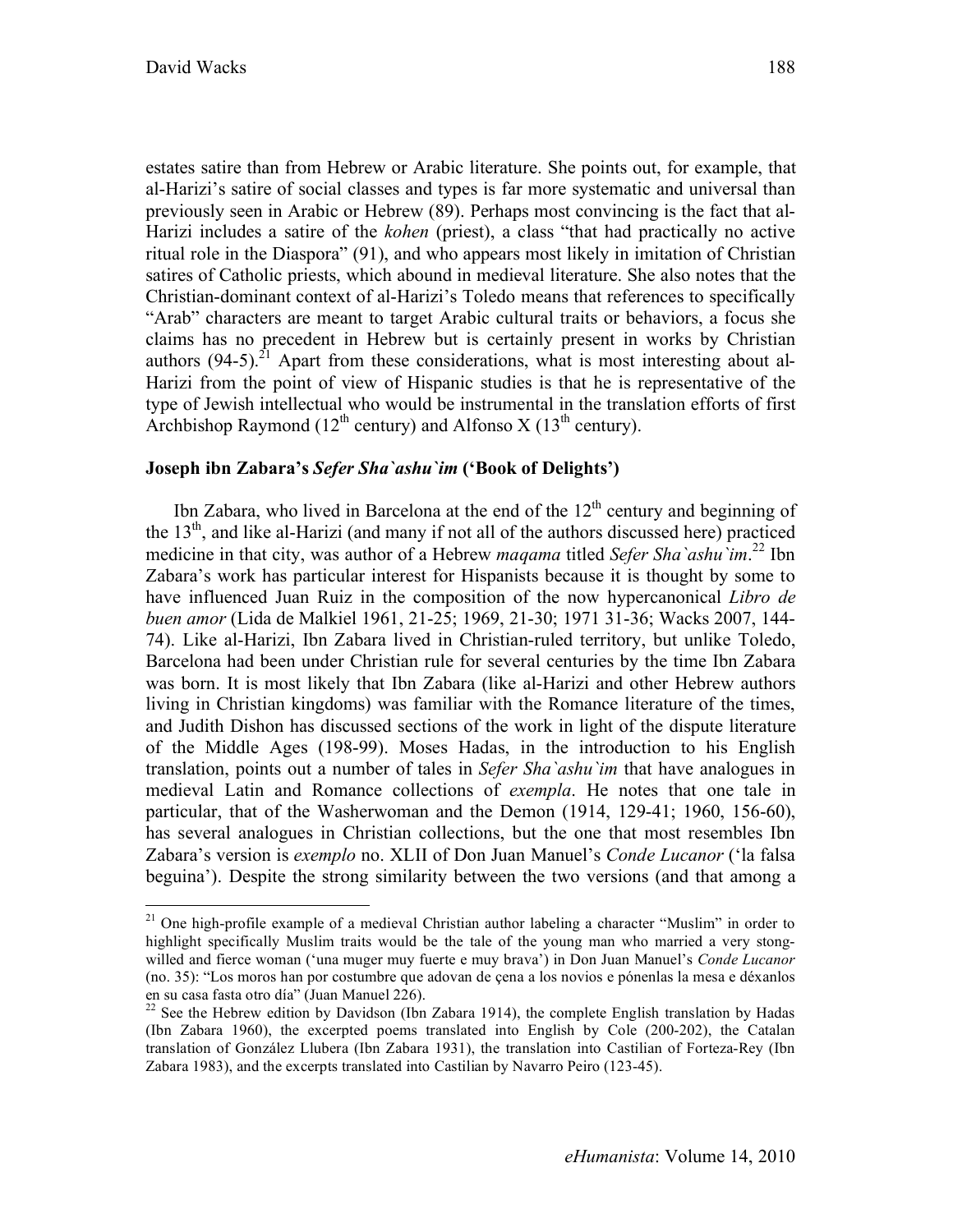estates satire than from Hebrew or Arabic literature. She points out, for example, that al-Harizi's satire of social classes and types is far more systematic and universal than previously seen in Arabic or Hebrew (89). Perhaps most convincing is the fact that al-Harizi includes a satire of the *kohen* (priest), a class "that had practically no active ritual role in the Diaspora" (91), and who appears most likely in imitation of Christian satires of Catholic priests, which abound in medieval literature. She also notes that the Christian-dominant context of al-Harizi's Toledo means that references to specifically "Arab" characters are meant to target Arabic cultural traits or behaviors, a focus she claims has no precedent in Hebrew but is certainly present in works by Christian authors (94-5).[21] Apart from these considerations, what is most interesting about al-Harizi from the point of view of Hispanic studies is that he is representative of the type of Jewish intellectual who would be instrumental in the translation efforts of first Archbishop Raymond (12th century) and Alfonso X (13th century).

### Joseph ibn Zabara's *Sefer Sha`ashu`im* ('Book of Delights')

Ibn Zabara, who lived in Barcelona at the end of the 12th century and beginning of the 13th, and like al-Harizi (and many if not all of the authors discussed here) practiced medicine in that city, was author of a Hebrew *maqama* titled *Sefer Sha`ashu`im*.[22] Ibn Zabara's work has particular interest for Hispanists because it is thought by some to have influenced Juan Ruiz in the composition of the now hypercanonical *Libro de buen amor* (Lida de Malkiel 1961, 21-25; 1969, 21-30; 1971 31-36; Wacks 2007, 144-74). Like al-Harizi, Ibn Zabara lived in Christian-ruled territory, but unlike Toledo, Barcelona had been under Christian rule for several centuries by the time Ibn Zabara was born. It is most likely that Ibn Zabara (like al-Harizi and other Hebrew authors living in Christian kingdoms) was familiar with the Romance literature of the times, and Judith Dishon has discussed sections of the work in light of the dispute literature of the Middle Ages (198-99). Moses Hadas, in the introduction to his English translation, points out a number of tales in *Sefer Sha`ashu`im* that have analogues in medieval Latin and Romance collections of *exempla*. He notes that one tale in particular, that of the Washerwoman and the Demon (1914, 129-41; 1960, 156-60), has several analogues in Christian collections, but the one that most resembles Ibn Zabara's version is *exemplo* no. XLII of Don Juan Manuel's *Conde Lucanor* ('la falsa beguina'). Despite the strong similarity between the two versions (and that among a

---

[21] One high-profile example of a medieval Christian author labeling a character "Muslim" in order to highlight specifically Muslim traits would be the tale of the young man who married a very stong-willed and fierce woman ('una muger muy fuerte e muy brava') in Don Juan Manuel's *Conde Lucanor* (no. 35): "Los moros han por costumbre que adovan de çena a los novios e pónenlas la mesa e déxanlos en su casa fasta otro día" (Juan Manuel 226).

[22] See the Hebrew edition by Davidson (Ibn Zabara 1914), the complete English translation by Hadas (Ibn Zabara 1960), the excerpted poems translated into English by Cole (200-202), the Catalan translation of González Llubera (Ibn Zabara 1931), the translation into Castilian of Forteza-Rey (Ibn Zabara 1983), and the excerpts translated into Castilian by Navarro Peiro (123-45).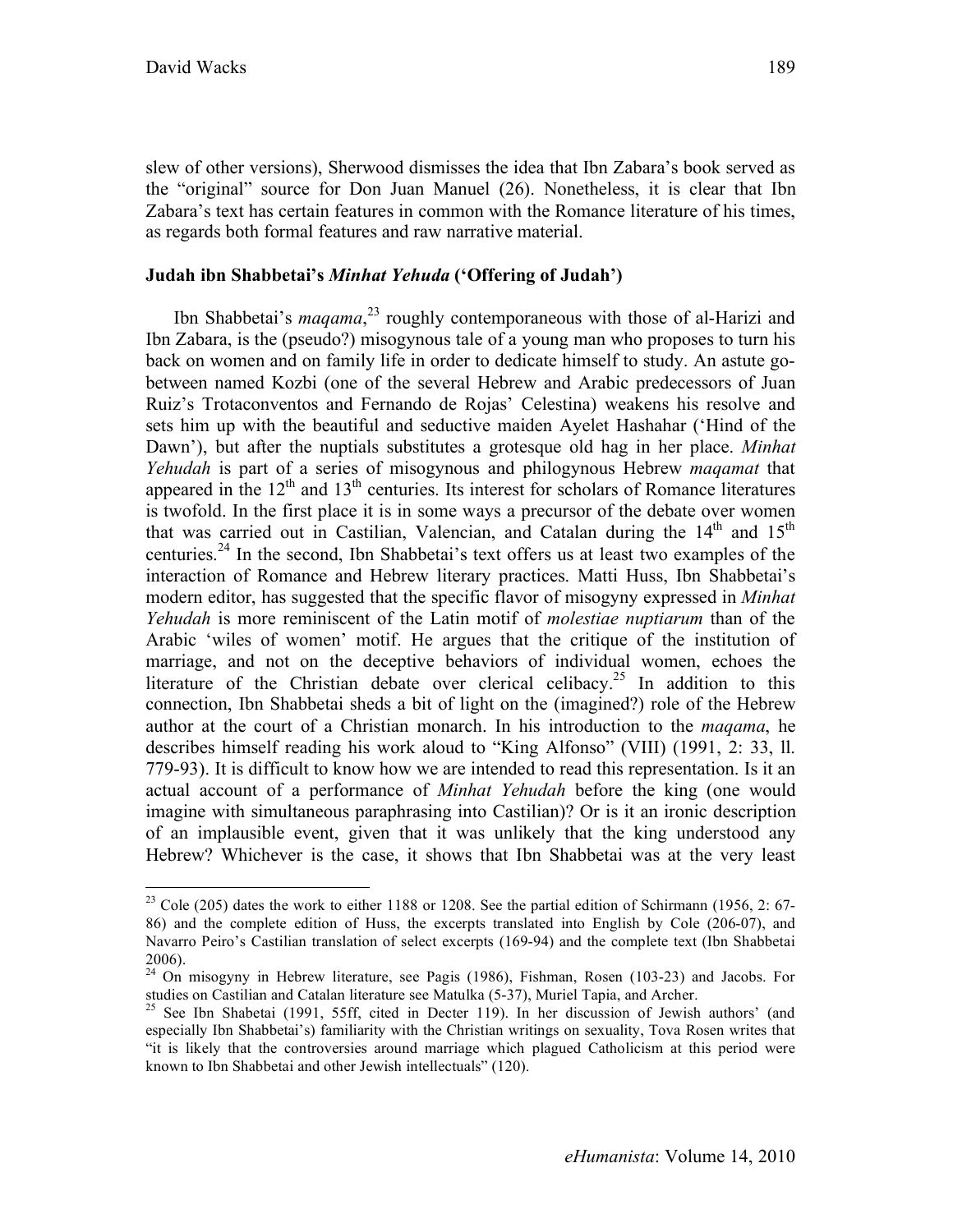slew of other versions), Sherwood dismisses the idea that Ibn Zabara's book served as the "original" source for Don Juan Manuel (26). Nonetheless, it is clear that Ibn Zabara's text has certain features in common with the Romance literature of his times, as regards both formal features and raw narrative material.

## Judah ibn Shabbetai's *Minhat Yehuda* ('Offering of Judah')

Ibn Shabbetai's *maqama*,[23] roughly contemporaneous with those of al-Harizi and Ibn Zabara, is the (pseudo?) misogynous tale of a young man who proposes to turn his back on women and on family life in order to dedicate himself to study. An astute go-between named Kozbi (one of the several Hebrew and Arabic predecessors of Juan Ruiz's Trotaconventos and Fernando de Rojas' Celestina) weakens his resolve and sets him up with the beautiful and seductive maiden Ayelet Hashahar ('Hind of the Dawn'), but after the nuptials substitutes a grotesque old hag in her place. *Minhat Yehudah* is part of a series of misogynous and philogynous Hebrew *maqamat* that appeared in the 12th and 13th centuries. Its interest for scholars of Romance literatures is twofold. In the first place it is in some ways a precursor of the debate over women that was carried out in Castilian, Valencian, and Catalan during the 14th and 15th centuries.[24] In the second, Ibn Shabbetai's text offers us at least two examples of the interaction of Romance and Hebrew literary practices. Matti Huss, Ibn Shabbetai's modern editor, has suggested that the specific flavor of misogyny expressed in *Minhat Yehudah* is more reminiscent of the Latin motif of *molestiae nuptiarum* than of the Arabic 'wiles of women' motif. He argues that the critique of the institution of marriage, and not on the deceptive behaviors of individual women, echoes the literature of the Christian debate over clerical celibacy.[25] In addition to this connection, Ibn Shabbetai sheds a bit of light on the (imagined?) role of the Hebrew author at the court of a Christian monarch. In his introduction to the *maqama*, he describes himself reading his work aloud to "King Alfonso" (VIII) (1991, 2: 33, ll. 779-93). It is difficult to know how we are intended to read this representation. Is it an actual account of a performance of *Minhat Yehudah* before the king (one would imagine with simultaneous paraphrasing into Castilian)? Or is it an ironic description of an implausible event, given that it was unlikely that the king understood any Hebrew? Whichever is the case, it shows that Ibn Shabbetai was at the very least

---

[23] Cole (205) dates the work to either 1188 or 1208. See the partial edition of Schirmann (1956, 2: 67-86) and the complete edition of Huss, the excerpts translated into English by Cole (206-07), and Navarro Peiro's Castilian translation of select excerpts (169-94) and the complete text (Ibn Shabbetai 2006).

[24] On misogyny in Hebrew literature, see Pagis (1986), Fishman, Rosen (103-23) and Jacobs. For studies on Castilian and Catalan literature see Matulka (5-37), Muriel Tapia, and Archer.

[25] See Ibn Shabetai (1991, 55ff, cited in Decter 119). In her discussion of Jewish authors' (and especially Ibn Shabbetai's) familiarity with the Christian writings on sexuality, Tova Rosen writes that "it is likely that the controversies around marriage which plagued Catholicism at this period were known to Ibn Shabbetai and other Jewish intellectuals" (120).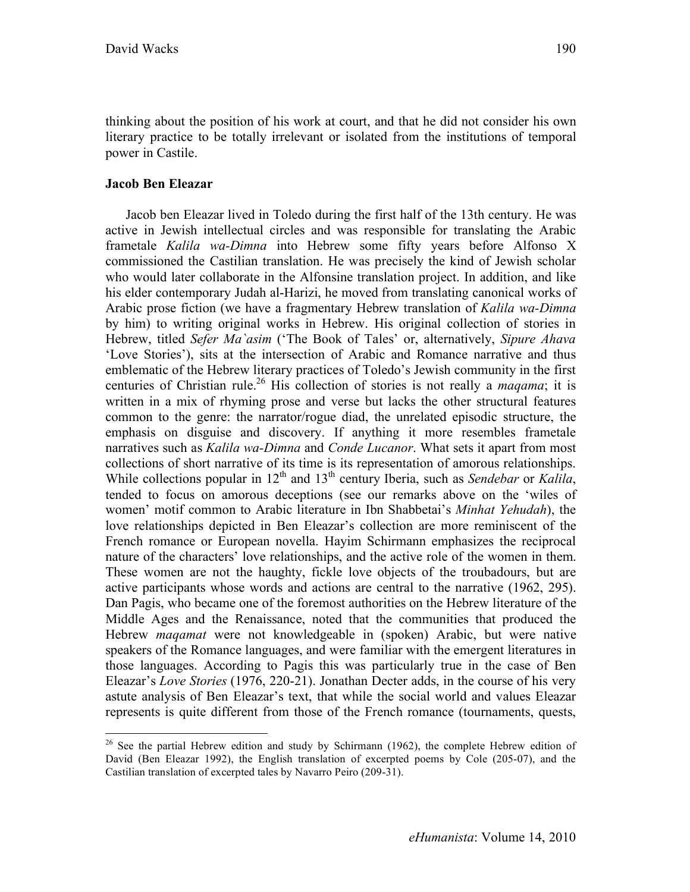thinking about the position of his work at court, and that he did not consider his own literary practice to be totally irrelevant or isolated from the institutions of temporal power in Castile.

### Jacob Ben Eleazar

Jacob ben Eleazar lived in Toledo during the first half of the 13th century. He was active in Jewish intellectual circles and was responsible for translating the Arabic frametale *Kalila wa-Dimna* into Hebrew some fifty years before Alfonso X commissioned the Castilian translation. He was precisely the kind of Jewish scholar who would later collaborate in the Alfonsine translation project. In addition, and like his elder contemporary Judah al-Harizi, he moved from translating canonical works of Arabic prose fiction (we have a fragmentary Hebrew translation of *Kalila wa-Dimna* by him) to writing original works in Hebrew. His original collection of stories in Hebrew, titled *Sefer Ma`asim* ('The Book of Tales' or, alternatively, *Sipure Ahava* 'Love Stories'), sits at the intersection of Arabic and Romance narrative and thus emblematic of the Hebrew literary practices of Toledo's Jewish community in the first centuries of Christian rule.[26] His collection of stories is not really a *maqama*; it is written in a mix of rhyming prose and verse but lacks the other structural features common to the genre: the narrator/rogue diad, the unrelated episodic structure, the emphasis on disguise and discovery. If anything it more resembles frametale narratives such as *Kalila wa-Dimna* and *Conde Lucanor*. What sets it apart from most collections of short narrative of its time is its representation of amorous relationships. While collections popular in 12th and 13th century Iberia, such as *Sendebar* or *Kalila*, tended to focus on amorous deceptions (see our remarks above on the 'wiles of women' motif common to Arabic literature in Ibn Shabbetai's *Minhat Yehudah*), the love relationships depicted in Ben Eleazar's collection are more reminiscent of the French romance or European novella. Hayim Schirmann emphasizes the reciprocal nature of the characters' love relationships, and the active role of the women in them. These women are not the haughty, fickle love objects of the troubadours, but are active participants whose words and actions are central to the narrative (1962, 295). Dan Pagis, who became one of the foremost authorities on the Hebrew literature of the Middle Ages and the Renaissance, noted that the communities that produced the Hebrew *maqamat* were not knowledgeable in (spoken) Arabic, but were native speakers of the Romance languages, and were familiar with the emergent literatures in those languages. According to Pagis this was particularly true in the case of Ben Eleazar's *Love Stories* (1976, 220-21). Jonathan Decter adds, in the course of his very astute analysis of Ben Eleazar's text, that while the social world and values Eleazar represents is quite different from those of the French romance (tournaments, quests,

[26] See the partial Hebrew edition and study by Schirmann (1962), the complete Hebrew edition of David (Ben Eleazar 1992), the English translation of excerpted poems by Cole (205-07), and the Castilian translation of excerpted tales by Navarro Peiro (209-31).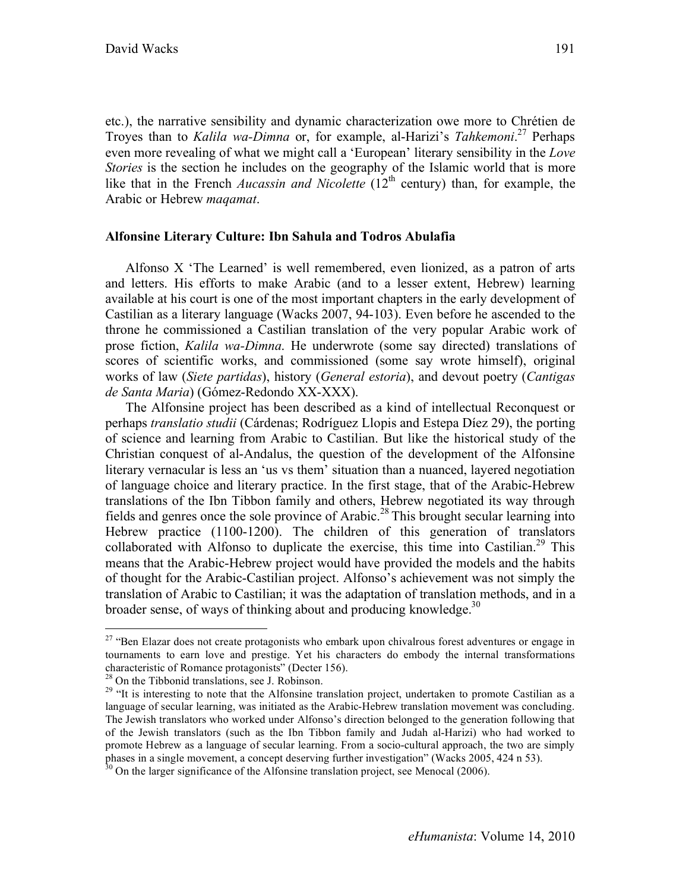etc.), the narrative sensibility and dynamic characterization owe more to Chrétien de Troyes than to *Kalila wa-Dimna* or, for example, al-Harizi's *Tahkemoni*.[27] Perhaps even more revealing of what we might call a 'European' literary sensibility in the *Love Stories* is the section he includes on the geography of the Islamic world that is more like that in the French *Aucassin and Nicolette* (12th century) than, for example, the Arabic or Hebrew *maqamat*.

### Alfonsine Literary Culture: Ibn Sahula and Todros Abulafia

Alfonso X 'The Learned' is well remembered, even lionized, as a patron of arts and letters. His efforts to make Arabic (and to a lesser extent, Hebrew) learning available at his court is one of the most important chapters in the early development of Castilian as a literary language (Wacks 2007, 94-103). Even before he ascended to the throne he commissioned a Castilian translation of the very popular Arabic work of prose fiction, *Kalila wa-Dimna*. He underwrote (some say directed) translations of scores of scientific works, and commissioned (some say wrote himself), original works of law (*Siete partidas*), history (*General estoria*), and devout poetry (*Cantigas de Santa Maria*) (Gómez-Redondo XX-XXX).

The Alfonsine project has been described as a kind of intellectual Reconquest or perhaps *translatio studii* (Cárdenas; Rodríguez Llopis and Estepa Díez 29), the porting of science and learning from Arabic to Castilian. But like the historical study of the Christian conquest of al-Andalus, the question of the development of the Alfonsine literary vernacular is less an 'us vs them' situation than a nuanced, layered negotiation of language choice and literary practice. In the first stage, that of the Arabic-Hebrew translations of the Ibn Tibbon family and others, Hebrew negotiated its way through fields and genres once the sole province of Arabic.[28] This brought secular learning into Hebrew practice (1100-1200). The children of this generation of translators collaborated with Alfonso to duplicate the exercise, this time into Castilian.[29] This means that the Arabic-Hebrew project would have provided the models and the habits of thought for the Arabic-Castilian project. Alfonso's achievement was not simply the translation of Arabic to Castilian; it was the adaptation of translation methods, and in a broader sense, of ways of thinking about and producing knowledge.[30]

---

[27] "Ben Elazar does not create protagonists who embark upon chivalrous forest adventures or engage in tournaments to earn love and prestige. Yet his characters do embody the internal transformations characteristic of Romance protagonists" (Decter 156).

[28] On the Tibbonid translations, see J. Robinson.

[29] "It is interesting to note that the Alfonsine translation project, undertaken to promote Castilian as a language of secular learning, was initiated as the Arabic-Hebrew translation movement was concluding. The Jewish translators who worked under Alfonso's direction belonged to the generation following that of the Jewish translators (such as the Ibn Tibbon family and Judah al-Harizi) who had worked to promote Hebrew as a language of secular learning. From a socio-cultural approach, the two are simply phases in a single movement, a concept deserving further investigation" (Wacks 2005, 424 n 53).

[30] On the larger significance of the Alfonsine translation project, see Menocal (2006).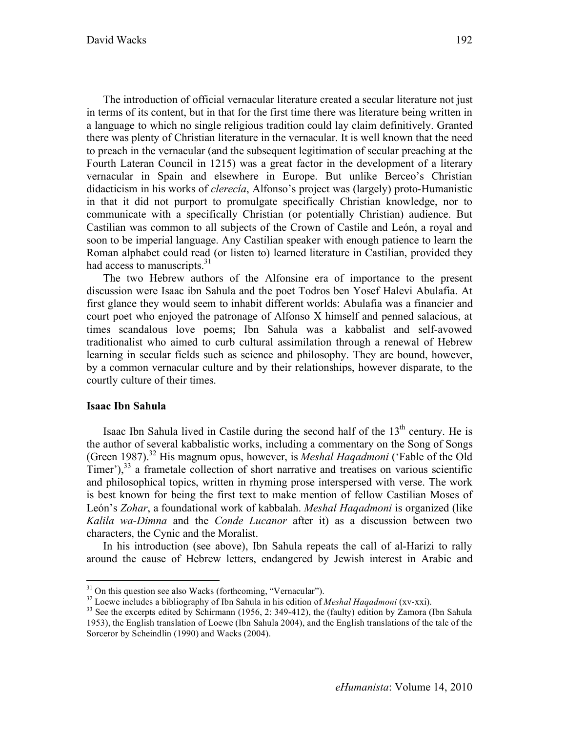The introduction of official vernacular literature created a secular literature not just in terms of its content, but in that for the first time there was literature being written in a language to which no single religious tradition could lay claim definitively. Granted there was plenty of Christian literature in the vernacular. It is well known that the need to preach in the vernacular (and the subsequent legitimation of secular preaching at the Fourth Lateran Council in 1215) was a great factor in the development of a literary vernacular in Spain and elsewhere in Europe. But unlike Berceo's Christian didacticism in his works of *clerecía*, Alfonso's project was (largely) proto-Humanistic in that it did not purport to promulgate specifically Christian knowledge, nor to communicate with a specifically Christian (or potentially Christian) audience. But Castilian was common to all subjects of the Crown of Castile and León, a royal and soon to be imperial language. Any Castilian speaker with enough patience to learn the Roman alphabet could read (or listen to) learned literature in Castilian, provided they had access to manuscripts.[31]

The two Hebrew authors of the Alfonsine era of importance to the present discussion were Isaac ibn Sahula and the poet Todros ben Yosef Halevi Abulafia. At first glance they would seem to inhabit different worlds: Abulafia was a financier and court poet who enjoyed the patronage of Alfonso X himself and penned salacious, at times scandalous love poems; Ibn Sahula was a kabbalist and self-avowed traditionalist who aimed to curb cultural assimilation through a renewal of Hebrew learning in secular fields such as science and philosophy. They are bound, however, by a common vernacular culture and by their relationships, however disparate, to the courtly culture of their times.

## Isaac Ibn Sahula

Isaac Ibn Sahula lived in Castile during the second half of the 13th century. He is the author of several kabbalistic works, including a commentary on the Song of Songs (Green 1987).[32] His magnum opus, however, is *Meshal Haqadmoni* ('Fable of the Old Timer'),[33] a frametale collection of short narrative and treatises on various scientific and philosophical topics, written in rhyming prose interspersed with verse. The work is best known for being the first text to make mention of fellow Castilian Moses of León's *Zohar*, a foundational work of kabbalah. *Meshal Haqadmoni* is organized (like *Kalila wa-Dimna* and the *Conde Lucanor* after it) as a discussion between two characters, the Cynic and the Moralist.

In his introduction (see above), Ibn Sahula repeats the call of al-Harizi to rally around the cause of Hebrew letters, endangered by Jewish interest in Arabic and

---

[31] On this question see also Wacks (forthcoming, "Vernacular").

[32] Loewe includes a bibliography of Ibn Sahula in his edition of *Meshal Haqadmoni* (xv-xxi).

[33] See the excerpts edited by Schirmann (1956, 2: 349-412), the (faulty) edition by Zamora (Ibn Sahula 1953), the English translation of Loewe (Ibn Sahula 2004), and the English translations of the tale of the Sorceror by Scheindlin (1990) and Wacks (2004).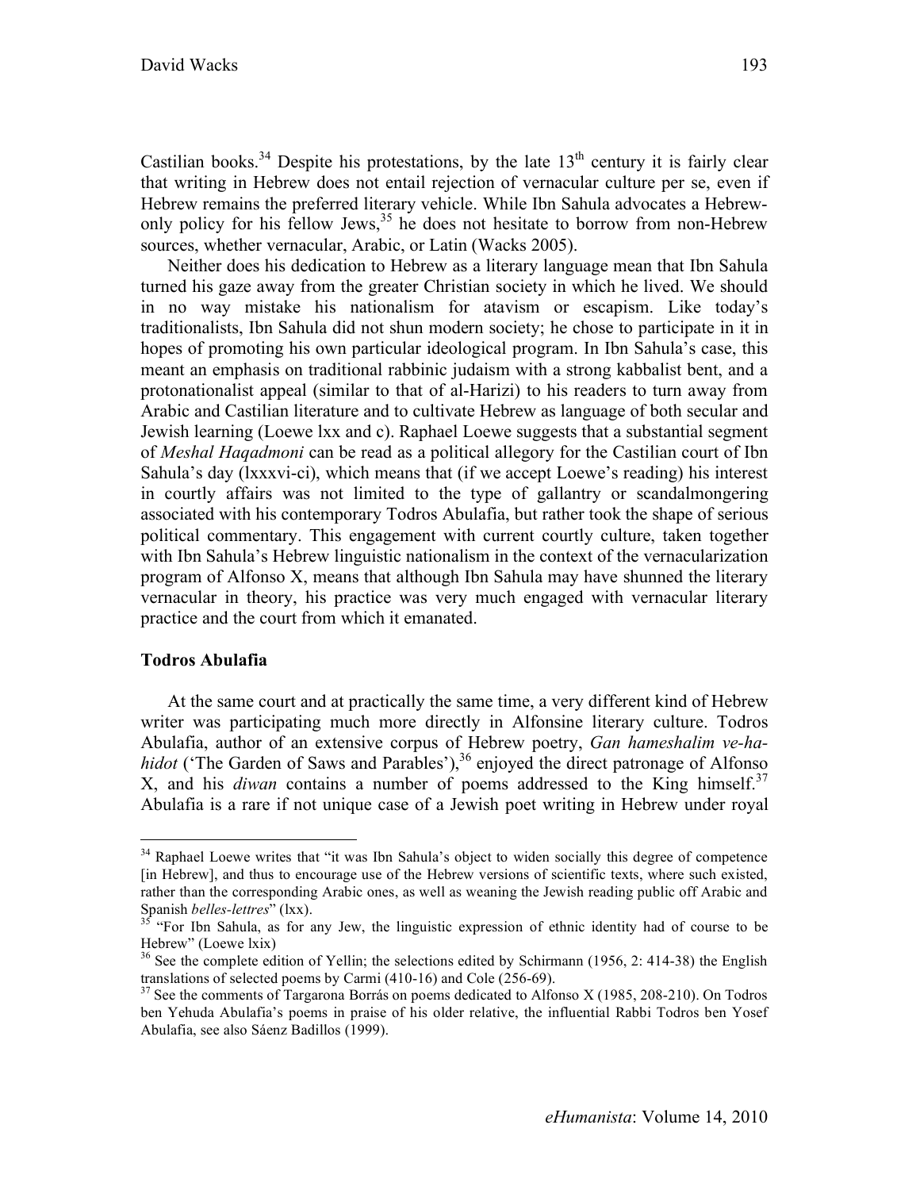Castilian books.[34] Despite his protestations, by the late 13th century it is fairly clear that writing in Hebrew does not entail rejection of vernacular culture per se, even if Hebrew remains the preferred literary vehicle. While Ibn Sahula advocates a Hebrew-only policy for his fellow Jews,[35] he does not hesitate to borrow from non-Hebrew sources, whether vernacular, Arabic, or Latin (Wacks 2005).

Neither does his dedication to Hebrew as a literary language mean that Ibn Sahula turned his gaze away from the greater Christian society in which he lived. We should in no way mistake his nationalism for atavism or escapism. Like today's traditionalists, Ibn Sahula did not shun modern society; he chose to participate in it in hopes of promoting his own particular ideological program. In Ibn Sahula's case, this meant an emphasis on traditional rabbinic judaism with a strong kabbalist bent, and a protonationalist appeal (similar to that of al-Harizi) to his readers to turn away from Arabic and Castilian literature and to cultivate Hebrew as language of both secular and Jewish learning (Loewe lxx and c). Raphael Loewe suggests that a substantial segment of *Meshal Haqadmoni* can be read as a political allegory for the Castilian court of Ibn Sahula's day (lxxxvi-ci), which means that (if we accept Loewe's reading) his interest in courtly affairs was not limited to the type of gallantry or scandalmongering associated with his contemporary Todros Abulafia, but rather took the shape of serious political commentary. This engagement with current courtly culture, taken together with Ibn Sahula's Hebrew linguistic nationalism in the context of the vernacularization program of Alfonso X, means that although Ibn Sahula may have shunned the literary vernacular in theory, his practice was very much engaged with vernacular literary practice and the court from which it emanated.

**Todros Abulafia**

At the same court and at practically the same time, a very different kind of Hebrew writer was participating much more directly in Alfonsine literary culture. Todros Abulafia, author of an extensive corpus of Hebrew poetry, *Gan hameshalim ve-ha-hidot* ('The Garden of Saws and Parables'),[36] enjoyed the direct patronage of Alfonso X, and his *diwan* contains a number of poems addressed to the King himself.[37] Abulafia is a rare if not unique case of a Jewish poet writing in Hebrew under royal

---

[34] Raphael Loewe writes that "it was Ibn Sahula's object to widen socially this degree of competence [in Hebrew], and thus to encourage use of the Hebrew versions of scientific texts, where such existed, rather than the corresponding Arabic ones, as well as weaning the Jewish reading public off Arabic and Spanish *belles-lettres*" (lxx).

[35] "For Ibn Sahula, as for any Jew, the linguistic expression of ethnic identity had of course to be Hebrew" (Loewe lxix)

[36] See the complete edition of Yellin; the selections edited by Schirmann (1956, 2: 414-38) the English translations of selected poems by Carmi (410-16) and Cole (256-69).

[37] See the comments of Targarona Borrás on poems dedicated to Alfonso X (1985, 208-210). On Todros ben Yehuda Abulafia's poems in praise of his older relative, the influential Rabbi Todros ben Yosef Abulafia, see also Sáenz Badillos (1999).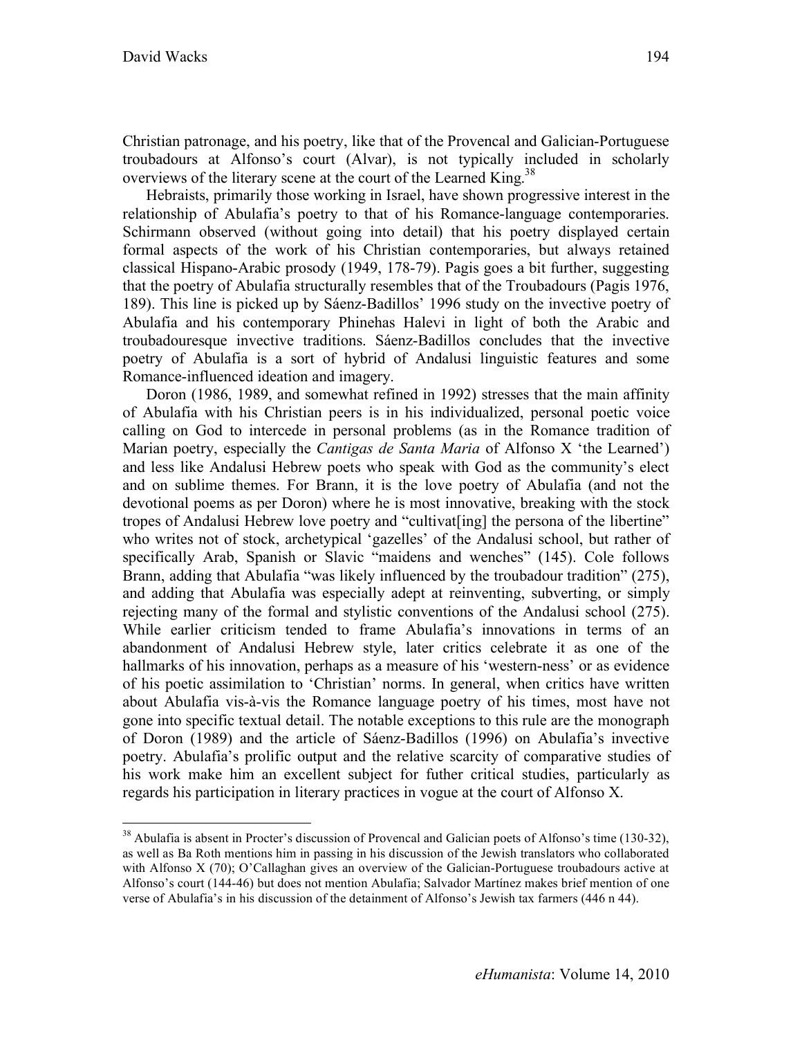Christian patronage, and his poetry, like that of the Provencal and Galician-Portuguese troubadours at Alfonso's court (Alvar), is not typically included in scholarly overviews of the literary scene at the court of the Learned King.[38]

Hebraists, primarily those working in Israel, have shown progressive interest in the relationship of Abulafia's poetry to that of his Romance-language contemporaries. Schirmann observed (without going into detail) that his poetry displayed certain formal aspects of the work of his Christian contemporaries, but always retained classical Hispano-Arabic prosody (1949, 178-79). Pagis goes a bit further, suggesting that the poetry of Abulafia structurally resembles that of the Troubadours (Pagis 1976, 189). This line is picked up by Sáenz-Badillos' 1996 study on the invective poetry of Abulafia and his contemporary Phinehas Halevi in light of both the Arabic and troubadouresque invective traditions. Sáenz-Badillos concludes that the invective poetry of Abulafia is a sort of hybrid of Andalusi linguistic features and some Romance-influenced ideation and imagery.

Doron (1986, 1989, and somewhat refined in 1992) stresses that the main affinity of Abulafia with his Christian peers is in his individualized, personal poetic voice calling on God to intercede in personal problems (as in the Romance tradition of Marian poetry, especially the *Cantigas de Santa Maria* of Alfonso X 'the Learned') and less like Andalusi Hebrew poets who speak with God as the community's elect and on sublime themes. For Brann, it is the love poetry of Abulafia (and not the devotional poems as per Doron) where he is most innovative, breaking with the stock tropes of Andalusi Hebrew love poetry and "cultivat[ing] the persona of the libertine" who writes not of stock, archetypical 'gazelles' of the Andalusi school, but rather of specifically Arab, Spanish or Slavic "maidens and wenches" (145). Cole follows Brann, adding that Abulafia "was likely influenced by the troubadour tradition" (275), and adding that Abulafia was especially adept at reinventing, subverting, or simply rejecting many of the formal and stylistic conventions of the Andalusi school (275). While earlier criticism tended to frame Abulafia's innovations in terms of an abandonment of Andalusi Hebrew style, later critics celebrate it as one of the hallmarks of his innovation, perhaps as a measure of his 'western-ness' or as evidence of his poetic assimilation to 'Christian' norms. In general, when critics have written about Abulafia vis-à-vis the Romance language poetry of his times, most have not gone into specific textual detail. The notable exceptions to this rule are the monograph of Doron (1989) and the article of Sáenz-Badillos (1996) on Abulafia's invective poetry. Abulafia's prolific output and the relative scarcity of comparative studies of his work make him an excellent subject for futher critical studies, particularly as regards his participation in literary practices in vogue at the court of Alfonso X.

[38] Abulafia is absent in Procter's discussion of Provencal and Galician poets of Alfonso's time (130-32), as well as Ba Roth mentions him in passing in his discussion of the Jewish translators who collaborated with Alfonso X (70); O'Callaghan gives an overview of the Galician-Portuguese troubadours active at Alfonso's court (144-46) but does not mention Abulafia; Salvador Martínez makes brief mention of one verse of Abulafia's in his discussion of the detainment of Alfonso's Jewish tax farmers (446 n 44).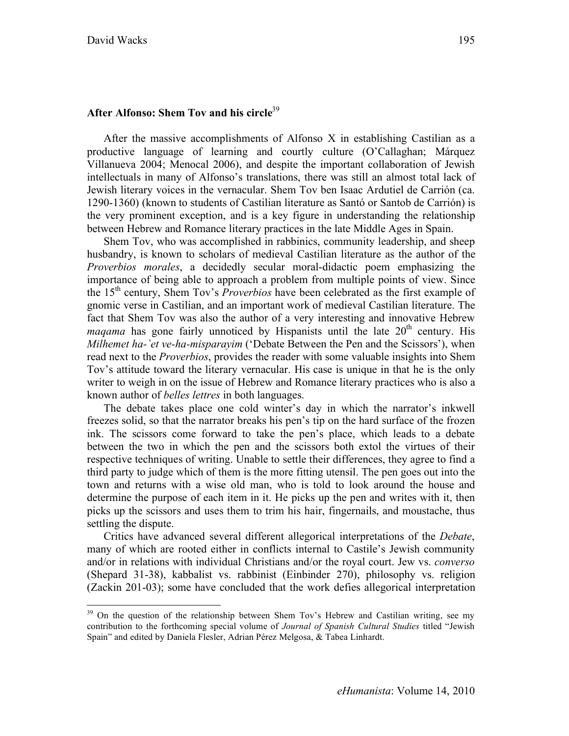## After Alfonso: Shem Tov and his circle[39]

After the massive accomplishments of Alfonso X in establishing Castilian as a productive language of learning and courtly culture (O'Callaghan; Márquez Villanueva 2004; Menocal 2006), and despite the important collaboration of Jewish intellectuals in many of Alfonso's translations, there was still an almost total lack of Jewish literary voices in the vernacular. Shem Tov ben Isaac Ardutiel de Carrión (ca. 1290-1360) (known to students of Castilian literature as Santó or Santob de Carrión) is the very prominent exception, and is a key figure in understanding the relationship between Hebrew and Romance literary practices in the late Middle Ages in Spain.

Shem Tov, who was accomplished in rabbinics, community leadership, and sheep husbandry, is known to scholars of medieval Castilian literature as the author of the *Proverbios morales*, a decidedly secular moral-didactic poem emphasizing the importance of being able to approach a problem from multiple points of view. Since the 15th century, Shem Tov's *Proverbios* have been celebrated as the first example of gnomic verse in Castilian, and an important work of medieval Castilian literature. The fact that Shem Tov was also the author of a very interesting and innovative Hebrew *maqama* has gone fairly unnoticed by Hispanists until the late 20th century. His *Milhemet ha-`et ve-ha-misparayim* ('Debate Between the Pen and the Scissors'), when read next to the *Proverbios*, provides the reader with some valuable insights into Shem Tov's attitude toward the literary vernacular. His case is unique in that he is the only writer to weigh in on the issue of Hebrew and Romance literary practices who is also a known author of *belles lettres* in both languages.

The debate takes place one cold winter's day in which the narrator's inkwell freezes solid, so that the narrator breaks his pen's tip on the hard surface of the frozen ink. The scissors come forward to take the pen's place, which leads to a debate between the two in which the pen and the scissors both extol the virtues of their respective techniques of writing. Unable to settle their differences, they agree to find a third party to judge which of them is the more fitting utensil. The pen goes out into the town and returns with a wise old man, who is told to look around the house and determine the purpose of each item in it. He picks up the pen and writes with it, then picks up the scissors and uses them to trim his hair, fingernails, and moustache, thus settling the dispute.

Critics have advanced several different allegorical interpretations of the *Debate*, many of which are rooted either in conflicts internal to Castile's Jewish community and/or in relations with individual Christians and/or the royal court. Jew vs. *converso* (Shepard 31-38), kabbalist vs. rabbinist (Einbinder 270), philosophy vs. religion (Zackin 201-03); some have concluded that the work defies allegorical interpretation

---

[39] On the question of the relationship between Shem Tov's Hebrew and Castilian writing, see my contribution to the forthcoming special volume of *Journal of Spanish Cultural Studies* titled "Jewish Spain" and edited by Daniela Flesler, Adrian Pérez Melgosa, & Tabea Linhardt.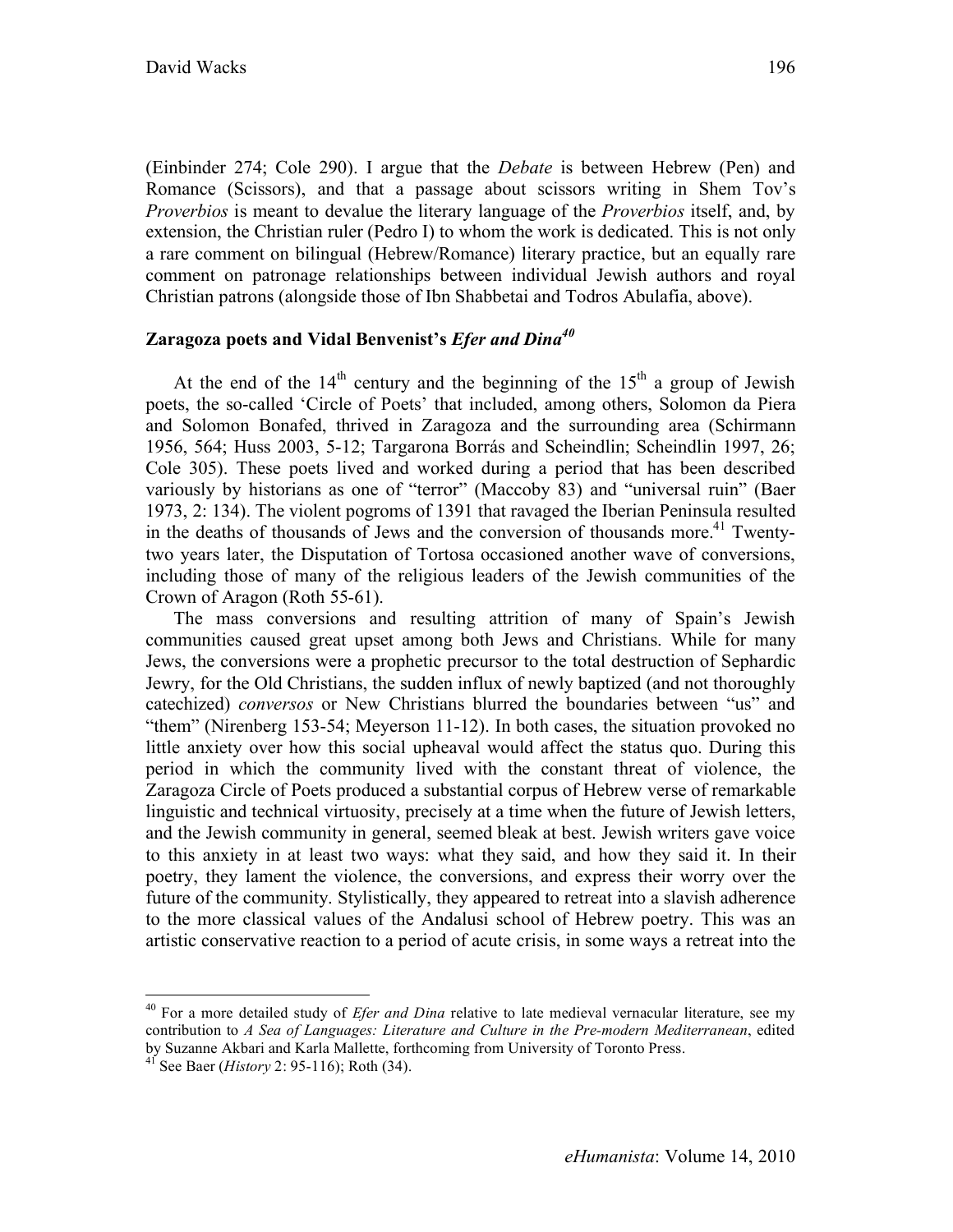(Einbinder 274; Cole 290). I argue that the *Debate* is between Hebrew (Pen) and Romance (Scissors), and that a passage about scissors writing in Shem Tov's *Proverbios* is meant to devalue the literary language of the *Proverbios* itself, and, by extension, the Christian ruler (Pedro I) to whom the work is dedicated. This is not only a rare comment on bilingual (Hebrew/Romance) literary practice, but an equally rare comment on patronage relationships between individual Jewish authors and royal Christian patrons (alongside those of Ibn Shabbetai and Todros Abulafia, above).

## Zaragoza poets and Vidal Benvenist's *Efer and Dina*[40]

At the end of the 14th century and the beginning of the 15th a group of Jewish poets, the so-called 'Circle of Poets' that included, among others, Solomon da Piera and Solomon Bonafed, thrived in Zaragoza and the surrounding area (Schirmann 1956, 564; Huss 2003, 5-12; Targarona Borrás and Scheindlin; Scheindlin 1997, 26; Cole 305). These poets lived and worked during a period that has been described variously by historians as one of "terror" (Maccoby 83) and "universal ruin" (Baer 1973, 2: 134). The violent pogroms of 1391 that ravaged the Iberian Peninsula resulted in the deaths of thousands of Jews and the conversion of thousands more.[41] Twenty-two years later, the Disputation of Tortosa occasioned another wave of conversions, including those of many of the religious leaders of the Jewish communities of the Crown of Aragon (Roth 55-61).

The mass conversions and resulting attrition of many of Spain's Jewish communities caused great upset among both Jews and Christians. While for many Jews, the conversions were a prophetic precursor to the total destruction of Sephardic Jewry, for the Old Christians, the sudden influx of newly baptized (and not thoroughly catechized) *conversos* or New Christians blurred the boundaries between "us" and "them" (Nirenberg 153-54; Meyerson 11-12). In both cases, the situation provoked no little anxiety over how this social upheaval would affect the status quo. During this period in which the community lived with the constant threat of violence, the Zaragoza Circle of Poets produced a substantial corpus of Hebrew verse of remarkable linguistic and technical virtuosity, precisely at a time when the future of Jewish letters, and the Jewish community in general, seemed bleak at best. Jewish writers gave voice to this anxiety in at least two ways: what they said, and how they said it. In their poetry, they lament the violence, the conversions, and express their worry over the future of the community. Stylistically, they appeared to retreat into a slavish adherence to the more classical values of the Andalusi school of Hebrew poetry. This was an artistic conservative reaction to a period of acute crisis, in some ways a retreat into the

---

[40] For a more detailed study of *Efer and Dina* relative to late medieval vernacular literature, see my contribution to *A Sea of Languages: Literature and Culture in the Pre-modern Mediterranean*, edited by Suzanne Akbari and Karla Mallette, forthcoming from University of Toronto Press.

[41] See Baer (*History* 2: 95-116); Roth (34).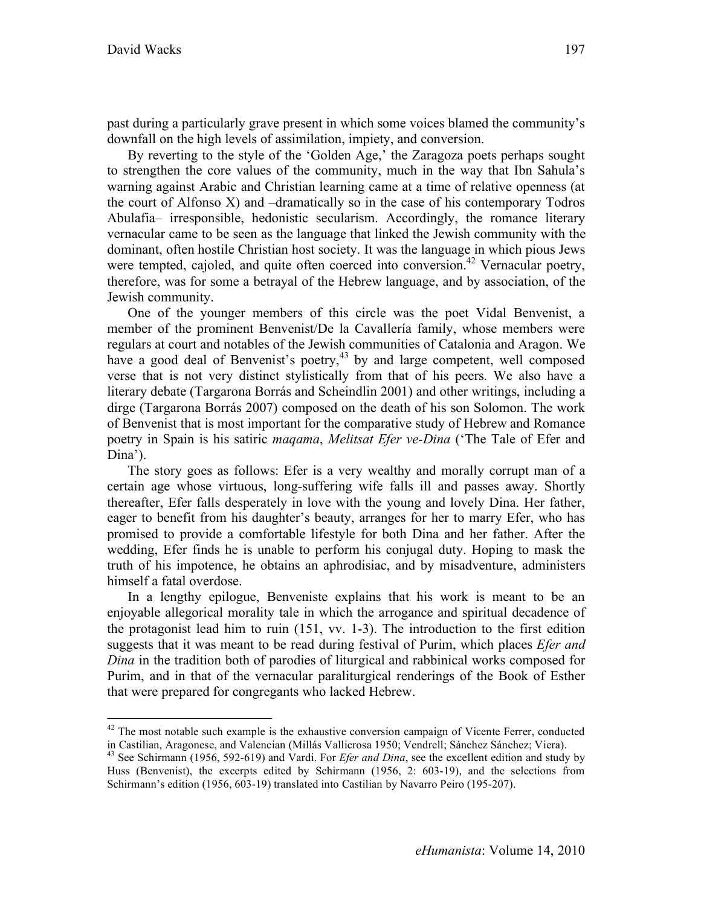past during a particularly grave present in which some voices blamed the community's downfall on the high levels of assimilation, impiety, and conversion.

By reverting to the style of the 'Golden Age,' the Zaragoza poets perhaps sought to strengthen the core values of the community, much in the way that Ibn Sahula's warning against Arabic and Christian learning came at a time of relative openness (at the court of Alfonso X) and –dramatically so in the case of his contemporary Todros Abulafia– irresponsible, hedonistic secularism. Accordingly, the romance literary vernacular came to be seen as the language that linked the Jewish community with the dominant, often hostile Christian host society. It was the language in which pious Jews were tempted, cajoled, and quite often coerced into conversion.[42] Vernacular poetry, therefore, was for some a betrayal of the Hebrew language, and by association, of the Jewish community.

One of the younger members of this circle was the poet Vidal Benvenist, a member of the prominent Benvenist/De la Cavallería family, whose members were regulars at court and notables of the Jewish communities of Catalonia and Aragon. We have a good deal of Benvenist's poetry,[43] by and large competent, well composed verse that is not very distinct stylistically from that of his peers. We also have a literary debate (Targarona Borrás and Scheindlin 2001) and other writings, including a dirge (Targarona Borrás 2007) composed on the death of his son Solomon. The work of Benvenist that is most important for the comparative study of Hebrew and Romance poetry in Spain is his satiric *maqama*, *Melitsat Efer ve-Dina* ('The Tale of Efer and Dina').

The story goes as follows: Efer is a very wealthy and morally corrupt man of a certain age whose virtuous, long-suffering wife falls ill and passes away. Shortly thereafter, Efer falls desperately in love with the young and lovely Dina. Her father, eager to benefit from his daughter's beauty, arranges for her to marry Efer, who has promised to provide a comfortable lifestyle for both Dina and her father. After the wedding, Efer finds he is unable to perform his conjugal duty. Hoping to mask the truth of his impotence, he obtains an aphrodisiac, and by misadventure, administers himself a fatal overdose.

In a lengthy epilogue, Benveniste explains that his work is meant to be an enjoyable allegorical morality tale in which the arrogance and spiritual decadence of the protagonist lead him to ruin (151, vv. 1-3). The introduction to the first edition suggests that it was meant to be read during festival of Purim, which places *Efer and Dina* in the tradition both of parodies of liturgical and rabbinical works composed for Purim, and in that of the vernacular paraliturgical renderings of the Book of Esther that were prepared for congregants who lacked Hebrew.

---

[42] The most notable such example is the exhaustive conversion campaign of Vicente Ferrer, conducted in Castilian, Aragonese, and Valencian (Millás Vallicrosa 1950; Vendrell; Sánchez Sánchez; Viera).

[43] See Schirmann (1956, 592-619) and Vardi. For *Efer and Dina*, see the excellent edition and study by Huss (Benvenist), the excerpts edited by Schirmann (1956, 2: 603-19), and the selections from Schirmann's edition (1956, 603-19) translated into Castilian by Navarro Peiro (195-207).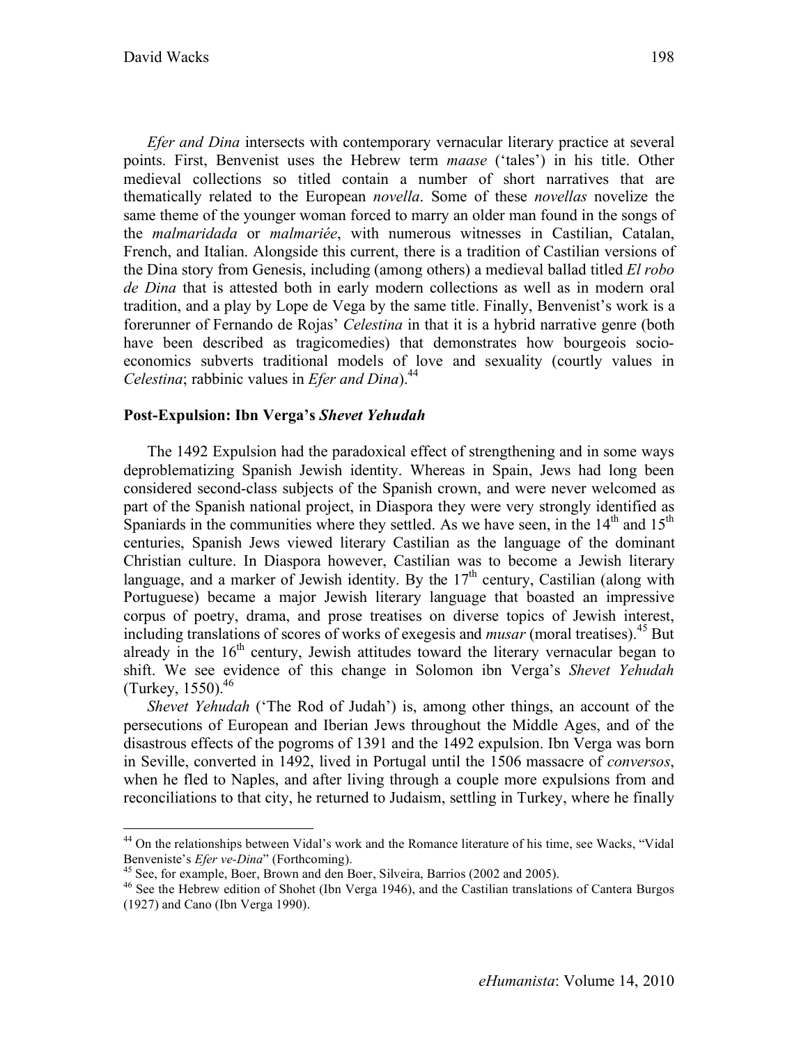*Efer and Dina* intersects with contemporary vernacular literary practice at several points. First, Benvenist uses the Hebrew term *maase* ('tales') in his title. Other medieval collections so titled contain a number of short narratives that are thematically related to the European *novella*. Some of these *novellas* novelize the same theme of the younger woman forced to marry an older man found in the songs of the *malmaridada* or *malmariée*, with numerous witnesses in Castilian, Catalan, French, and Italian. Alongside this current, there is a tradition of Castilian versions of the Dina story from Genesis, including (among others) a medieval ballad titled *El robo de Dina* that is attested both in early modern collections as well as in modern oral tradition, and a play by Lope de Vega by the same title. Finally, Benvenist's work is a forerunner of Fernando de Rojas' *Celestina* in that it is a hybrid narrative genre (both have been described as tragicomedies) that demonstrates how bourgeois socio-economics subverts traditional models of love and sexuality (courtly values in *Celestina*; rabbinic values in *Efer and Dina*).[44]

## Post-Expulsion: Ibn Verga's *Shevet Yehudah*

The 1492 Expulsion had the paradoxical effect of strengthening and in some ways deproblematizing Spanish Jewish identity. Whereas in Spain, Jews had long been considered second-class subjects of the Spanish crown, and were never welcomed as part of the Spanish national project, in Diaspora they were very strongly identified as Spaniards in the communities where they settled. As we have seen, in the 14th and 15th centuries, Spanish Jews viewed literary Castilian as the language of the dominant Christian culture. In Diaspora however, Castilian was to become a Jewish literary language, and a marker of Jewish identity. By the 17th century, Castilian (along with Portuguese) became a major Jewish literary language that boasted an impressive corpus of poetry, drama, and prose treatises on diverse topics of Jewish interest, including translations of scores of works of exegesis and *musar* (moral treatises).[45] But already in the 16th century, Jewish attitudes toward the literary vernacular began to shift. We see evidence of this change in Solomon ibn Verga's *Shevet Yehudah* (Turkey, 1550).[46]

*Shevet Yehudah* ('The Rod of Judah') is, among other things, an account of the persecutions of European and Iberian Jews throughout the Middle Ages, and of the disastrous effects of the pogroms of 1391 and the 1492 expulsion. Ibn Verga was born in Seville, converted in 1492, lived in Portugal until the 1506 massacre of *conversos*, when he fled to Naples, and after living through a couple more expulsions from and reconciliations to that city, he returned to Judaism, settling in Turkey, where he finally

---

[44] On the relationships between Vidal's work and the Romance literature of his time, see Wacks, "Vidal Benveniste's *Efer ve-Dina*" (Forthcoming).

[45] See, for example, Boer, Brown and den Boer, Silveira, Barrios (2002 and 2005).

[46] See the Hebrew edition of Shohet (Ibn Verga 1946), and the Castilian translations of Cantera Burgos (1927) and Cano (Ibn Verga 1990).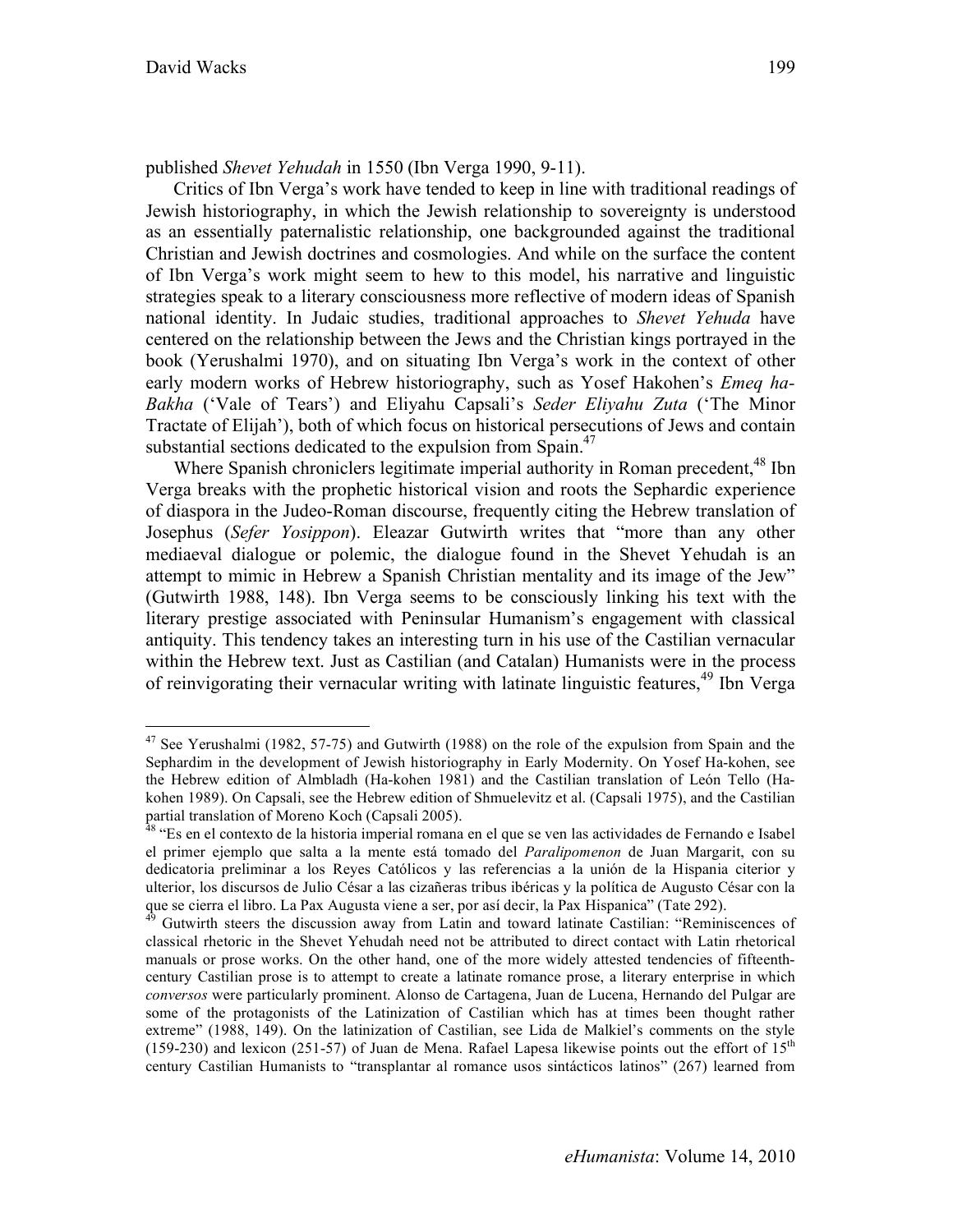published *Shevet Yehudah* in 1550 (Ibn Verga 1990, 9-11).

Critics of Ibn Verga's work have tended to keep in line with traditional readings of Jewish historiography, in which the Jewish relationship to sovereignty is understood as an essentially paternalistic relationship, one backgrounded against the traditional Christian and Jewish doctrines and cosmologies. And while on the surface the content of Ibn Verga's work might seem to hew to this model, his narrative and linguistic strategies speak to a literary consciousness more reflective of modern ideas of Spanish national identity. In Judaic studies, traditional approaches to *Shevet Yehuda* have centered on the relationship between the Jews and the Christian kings portrayed in the book (Yerushalmi 1970), and on situating Ibn Verga's work in the context of other early modern works of Hebrew historiography, such as Yosef Hakohen's *Emeq ha-Bakha* ('Vale of Tears') and Eliyahu Capsali's *Seder Eliyahu Zuta* ('The Minor Tractate of Elijah'), both of which focus on historical persecutions of Jews and contain substantial sections dedicated to the expulsion from Spain.[47]

Where Spanish chroniclers legitimate imperial authority in Roman precedent,[48] Ibn Verga breaks with the prophetic historical vision and roots the Sephardic experience of diaspora in the Judeo-Roman discourse, frequently citing the Hebrew translation of Josephus (*Sefer Yosippon*). Eleazar Gutwirth writes that "more than any other mediaeval dialogue or polemic, the dialogue found in the Shevet Yehudah is an attempt to mimic in Hebrew a Spanish Christian mentality and its image of the Jew" (Gutwirth 1988, 148). Ibn Verga seems to be consciously linking his text with the literary prestige associated with Peninsular Humanism's engagement with classical antiquity. This tendency takes an interesting turn in his use of the Castilian vernacular within the Hebrew text. Just as Castilian (and Catalan) Humanists were in the process of reinvigorating their vernacular writing with latinate linguistic features,[49] Ibn Verga

---

[47] See Yerushalmi (1982, 57-75) and Gutwirth (1988) on the role of the expulsion from Spain and the Sephardim in the development of Jewish historiography in Early Modernity. On Yosef Ha-kohen, see the Hebrew edition of Almbladh (Ha-kohen 1981) and the Castilian translation of León Tello (Ha-kohen 1989). On Capsali, see the Hebrew edition of Shmuelevitz et al. (Capsali 1975), and the Castilian partial translation of Moreno Koch (Capsali 2005).

[48] "Es en el contexto de la historia imperial romana en el que se ven las actividades de Fernando e Isabel el primer ejemplo que salta a la mente está tomado del *Paralipomenon* de Juan Margarit, con su dedicatoria preliminar a los Reyes Católicos y las referencias a la unión de la Hispania citerior y ulterior, los discursos de Julio César a las cizañeras tribus ibéricas y la política de Augusto César con la que se cierra el libro. La Pax Augusta viene a ser, por así decir, la Pax Hispanica" (Tate 292).

[49] Gutwirth steers the discussion away from Latin and toward latinate Castilian: "Reminiscences of classical rhetoric in the Shevet Yehudah need not be attributed to direct contact with Latin rhetorical manuals or prose works. On the other hand, one of the more widely attested tendencies of fifteenth-century Castilian prose is to attempt to create a latinate romance prose, a literary enterprise in which *conversos* were particularly prominent. Alonso de Cartagena, Juan de Lucena, Hernando del Pulgar are some of the protagonists of the Latinization of Castilian which has at times been thought rather extreme" (1988, 149). On the latinization of Castilian, see Lida de Malkiel's comments on the style (159-230) and lexicon (251-57) of Juan de Mena. Rafael Lapesa likewise points out the effort of 15th century Castilian Humanists to "transplantar al romance usos sintácticos latinos" (267) learned from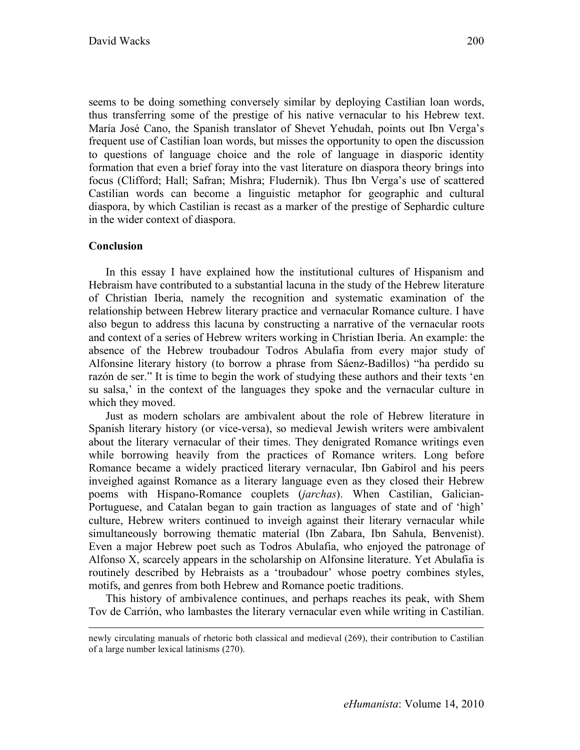seems to be doing something conversely similar by deploying Castilian loan words, thus transferring some of the prestige of his native vernacular to his Hebrew text. María José Cano, the Spanish translator of Shevet Yehudah, points out Ibn Verga's frequent use of Castilian loan words, but misses the opportunity to open the discussion to questions of language choice and the role of language in diasporic identity formation that even a brief foray into the vast literature on diaspora theory brings into focus (Clifford; Hall; Safran; Mishra; Fludernik). Thus Ibn Verga's use of scattered Castilian words can become a linguistic metaphor for geographic and cultural diaspora, by which Castilian is recast as a marker of the prestige of Sephardic culture in the wider context of diaspora.

**Conclusion**

In this essay I have explained how the institutional cultures of Hispanism and Hebraism have contributed to a substantial lacuna in the study of the Hebrew literature of Christian Iberia, namely the recognition and systematic examination of the relationship between Hebrew literary practice and vernacular Romance culture. I have also begun to address this lacuna by constructing a narrative of the vernacular roots and context of a series of Hebrew writers working in Christian Iberia. An example: the absence of the Hebrew troubadour Todros Abulafia from every major study of Alfonsine literary history (to borrow a phrase from Sáenz-Badillos) "ha perdido su razón de ser." It is time to begin the work of studying these authors and their texts 'en su salsa,' in the context of the languages they spoke and the vernacular culture in which they moved.

Just as modern scholars are ambivalent about the role of Hebrew literature in Spanish literary history (or vice-versa), so medieval Jewish writers were ambivalent about the literary vernacular of their times. They denigrated Romance writings even while borrowing heavily from the practices of Romance writers. Long before Romance became a widely practiced literary vernacular, Ibn Gabirol and his peers inveighed against Romance as a literary language even as they closed their Hebrew poems with Hispano-Romance couplets (*jarchas*). When Castilian, Galician-Portuguese, and Catalan began to gain traction as languages of state and of 'high' culture, Hebrew writers continued to inveigh against their literary vernacular while simultaneously borrowing thematic material (Ibn Zabara, Ibn Sahula, Benvenist). Even a major Hebrew poet such as Todros Abulafia, who enjoyed the patronage of Alfonso X, scarcely appears in the scholarship on Alfonsine literature. Yet Abulafia is routinely described by Hebraists as a 'troubadour' whose poetry combines styles, motifs, and genres from both Hebrew and Romance poetic traditions.

This history of ambivalence continues, and perhaps reaches its peak, with Shem Tov de Carrión, who lambastes the literary vernacular even while writing in Castilian.

---

newly circulating manuals of rhetoric both classical and medieval (269), their contribution to Castilian of a large number lexical latinisms (270).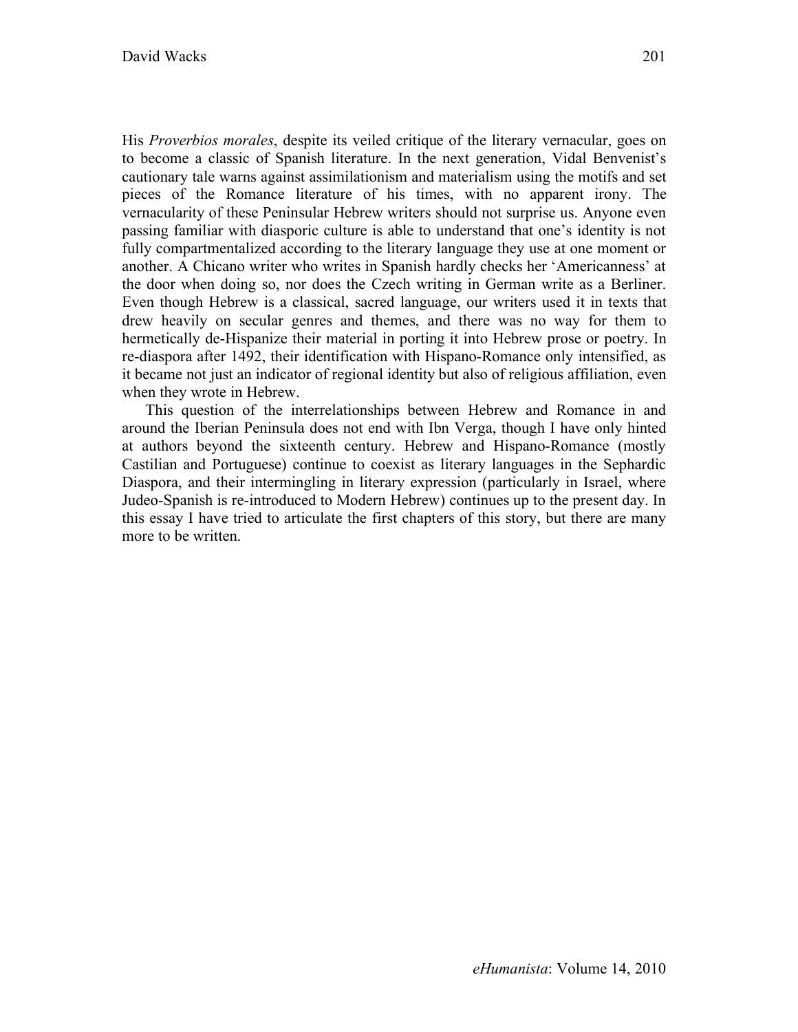His *Proverbios morales*, despite its veiled critique of the literary vernacular, goes on to become a classic of Spanish literature. In the next generation, Vidal Benvenist's cautionary tale warns against assimilationism and materialism using the motifs and set pieces of the Romance literature of his times, with no apparent irony. The vernacularity of these Peninsular Hebrew writers should not surprise us. Anyone even passing familiar with diasporic culture is able to understand that one's identity is not fully compartmentalized according to the literary language they use at one moment or another. A Chicano writer who writes in Spanish hardly checks her 'Americanness' at the door when doing so, nor does the Czech writing in German write as a Berliner. Even though Hebrew is a classical, sacred language, our writers used it in texts that drew heavily on secular genres and themes, and there was no way for them to hermetically de-Hispanize their material in porting it into Hebrew prose or poetry. In re-diaspora after 1492, their identification with Hispano-Romance only intensified, as it became not just an indicator of regional identity but also of religious affiliation, even when they wrote in Hebrew.

This question of the interrelationships between Hebrew and Romance in and around the Iberian Peninsula does not end with Ibn Verga, though I have only hinted at authors beyond the sixteenth century. Hebrew and Hispano-Romance (mostly Castilian and Portuguese) continue to coexist as literary languages in the Sephardic Diaspora, and their intermingling in literary expression (particularly in Israel, where Judeo-Spanish is re-introduced to Modern Hebrew) continues up to the present day. In this essay I have tried to articulate the first chapters of this story, but there are many more to be written.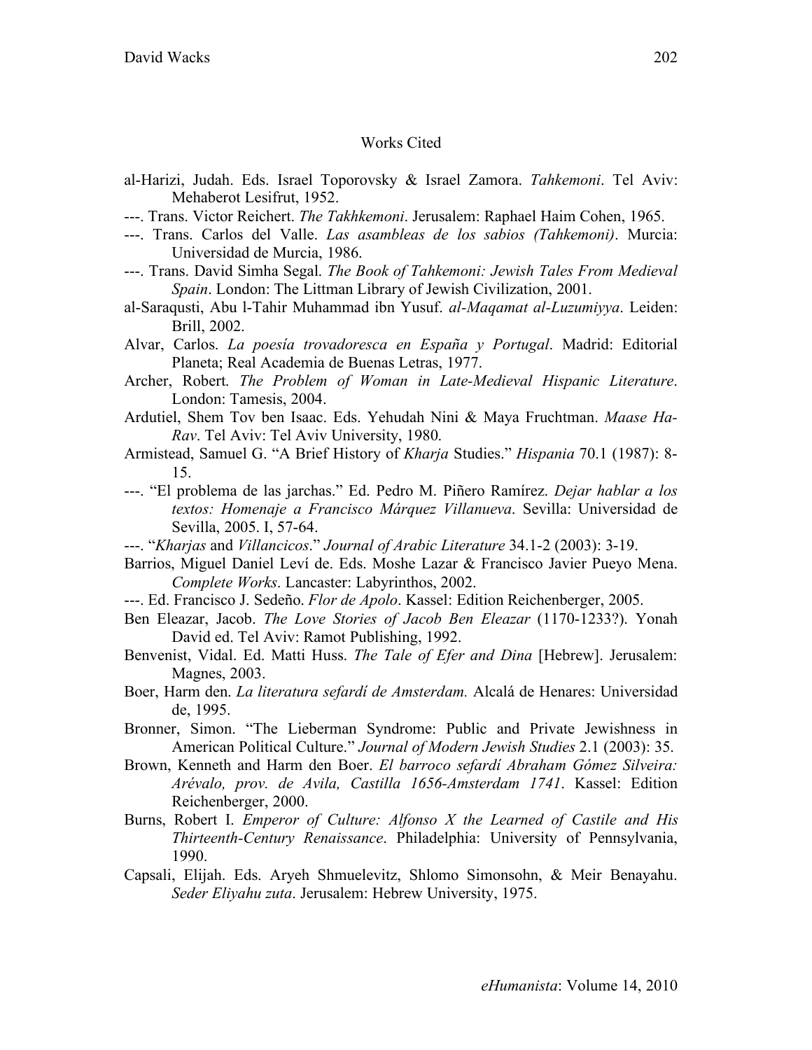## Works Cited

al-Harizi, Judah. Eds. Israel Toporovsky & Israel Zamora. *Tahkemoni*. Tel Aviv: Mehaberot Lesifrut, 1952.

---. Trans. Victor Reichert. *The Takhkemoni*. Jerusalem: Raphael Haim Cohen, 1965.

---. Trans. Carlos del Valle. *Las asambleas de los sabios (Tahkemoni)*. Murcia: Universidad de Murcia, 1986.

---. Trans. David Simha Segal. *The Book of Tahkemoni: Jewish Tales From Medieval Spain*. London: The Littman Library of Jewish Civilization, 2001.

al-Saraqusti, Abu l-Tahir Muhammad ibn Yusuf. *al-Maqamat al-Luzumiyya*. Leiden: Brill, 2002.

Alvar, Carlos. *La poesía trovadoresca en España y Portugal*. Madrid: Editorial Planeta; Real Academia de Buenas Letras, 1977.

Archer, Robert. *The Problem of Woman in Late-Medieval Hispanic Literature*. London: Tamesis, 2004.

Ardutiel, Shem Tov ben Isaac. Eds. Yehudah Nini & Maya Fruchtman. *Maase Ha-Rav*. Tel Aviv: Tel Aviv University, 1980.

Armistead, Samuel G. "A Brief History of *Kharja* Studies." *Hispania* 70.1 (1987): 8-15.

---. "El problema de las jarchas." Ed. Pedro M. Piñero Ramírez. *Dejar hablar a los textos: Homenaje a Francisco Márquez Villanueva*. Sevilla: Universidad de Sevilla, 2005. I, 57-64.

---. "*Kharjas* and *Villancicos*." *Journal of Arabic Literature* 34.1-2 (2003): 3-19.

Barrios, Miguel Daniel Leví de. Eds. Moshe Lazar & Francisco Javier Pueyo Mena. *Complete Works*. Lancaster: Labyrinthos, 2002.

---. Ed. Francisco J. Sedeño. *Flor de Apolo*. Kassel: Edition Reichenberger, 2005.

Ben Eleazar, Jacob. *The Love Stories of Jacob Ben Eleazar* (1170-1233?). Yonah David ed. Tel Aviv: Ramot Publishing, 1992.

Benvenist, Vidal. Ed. Matti Huss. *The Tale of Efer and Dina* [Hebrew]. Jerusalem: Magnes, 2003.

Boer, Harm den. *La literatura sefardí de Amsterdam.* Alcalá de Henares: Universidad de, 1995.

Bronner, Simon. "The Lieberman Syndrome: Public and Private Jewishness in American Political Culture." *Journal of Modern Jewish Studies* 2.1 (2003): 35.

Brown, Kenneth and Harm den Boer. *El barroco sefardí Abraham Gómez Silveira: Arévalo, prov. de Avila, Castilla 1656-Amsterdam 1741*. Kassel: Edition Reichenberger, 2000.

Burns, Robert I. *Emperor of Culture: Alfonso X the Learned of Castile and His Thirteenth-Century Renaissance*. Philadelphia: University of Pennsylvania, 1990.

Capsali, Elijah. Eds. Aryeh Shmuelevitz, Shlomo Simonsohn, & Meir Benayahu. *Seder Eliyahu zuta*. Jerusalem: Hebrew University, 1975.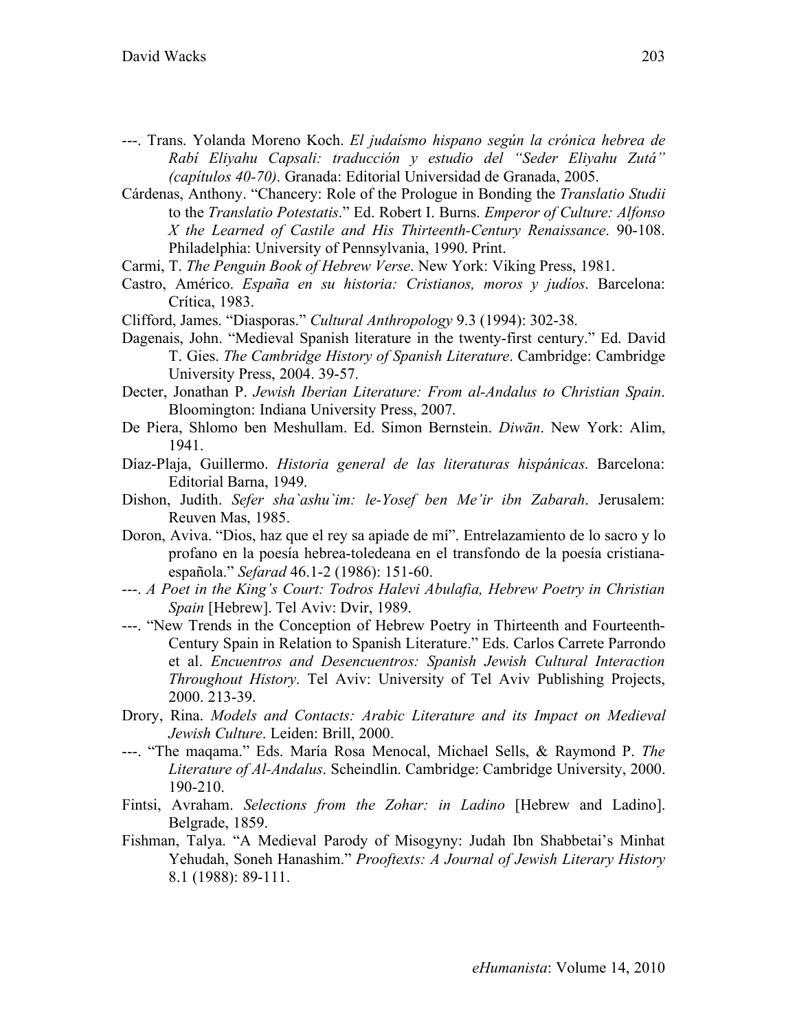---. Trans. Yolanda Moreno Koch. *El judaísmo hispano según la crónica hebrea de Rabí Eliyahu Capsali: traducción y estudio del "Seder Eliyahu Zutá" (capítulos 40-70)*. Granada: Editorial Universidad de Granada, 2005.

Cárdenas, Anthony. "Chancery: Role of the Prologue in Bonding the *Translatio Studii* to the *Translatio Potestatis*." Ed. Robert I. Burns. *Emperor of Culture: Alfonso X the Learned of Castile and His Thirteenth-Century Renaissance*. 90-108. Philadelphia: University of Pennsylvania, 1990. Print.

Carmi, T. *The Penguin Book of Hebrew Verse*. New York: Viking Press, 1981.

Castro, Américo. *España en su historia: Cristianos, moros y judíos*. Barcelona: Crítica, 1983.

Clifford, James. "Diasporas." *Cultural Anthropology* 9.3 (1994): 302-38.

Dagenais, John. "Medieval Spanish literature in the twenty-first century." Ed. David T. Gies. *The Cambridge History of Spanish Literature*. Cambridge: Cambridge University Press, 2004. 39-57.

Decter, Jonathan P. *Jewish Iberian Literature: From al-Andalus to Christian Spain*. Bloomington: Indiana University Press, 2007.

De Piera, Shlomo ben Meshullam. Ed. Simon Bernstein. *Diwān*. New York: Alim, 1941.

Díaz-Plaja, Guillermo. *Historia general de las literaturas hispánicas*. Barcelona: Editorial Barna, 1949.

Dishon, Judith. *Sefer sha`ashu`im: le-Yosef ben Me'ir ibn Zabarah*. Jerusalem: Reuven Mas, 1985.

Doron, Aviva. "Dios, haz que el rey sa apiade de mí". Entrelazamiento de lo sacro y lo profano en la poesía hebrea-toledeana en el transfondo de la poesía cristiana-española." *Sefarad* 46.1-2 (1986): 151-60.

---. *A Poet in the King's Court: Todros Halevi Abulafia, Hebrew Poetry in Christian Spain* [Hebrew]. Tel Aviv: Dvir, 1989.

---. "New Trends in the Conception of Hebrew Poetry in Thirteenth and Fourteenth-Century Spain in Relation to Spanish Literature." Eds. Carlos Carrete Parrondo et al. *Encuentros and Desencuentros: Spanish Jewish Cultural Interaction Throughout History*. Tel Aviv: University of Tel Aviv Publishing Projects, 2000. 213-39.

Drory, Rina. *Models and Contacts: Arabic Literature and its Impact on Medieval Jewish Culture*. Leiden: Brill, 2000.

---. "The maqama." Eds. María Rosa Menocal, Michael Sells, & Raymond P. *The Literature of Al-Andalus*. Scheindlin. Cambridge: Cambridge University, 2000. 190-210.

Fintsi, Avraham. *Selections from the Zohar: in Ladino* [Hebrew and Ladino]. Belgrade, 1859.

Fishman, Talya. "A Medieval Parody of Misogyny: Judah Ibn Shabbetai's Minhat Yehudah, Soneh Hanashim." *Prooftexts: A Journal of Jewish Literary History* 8.1 (1988): 89-111.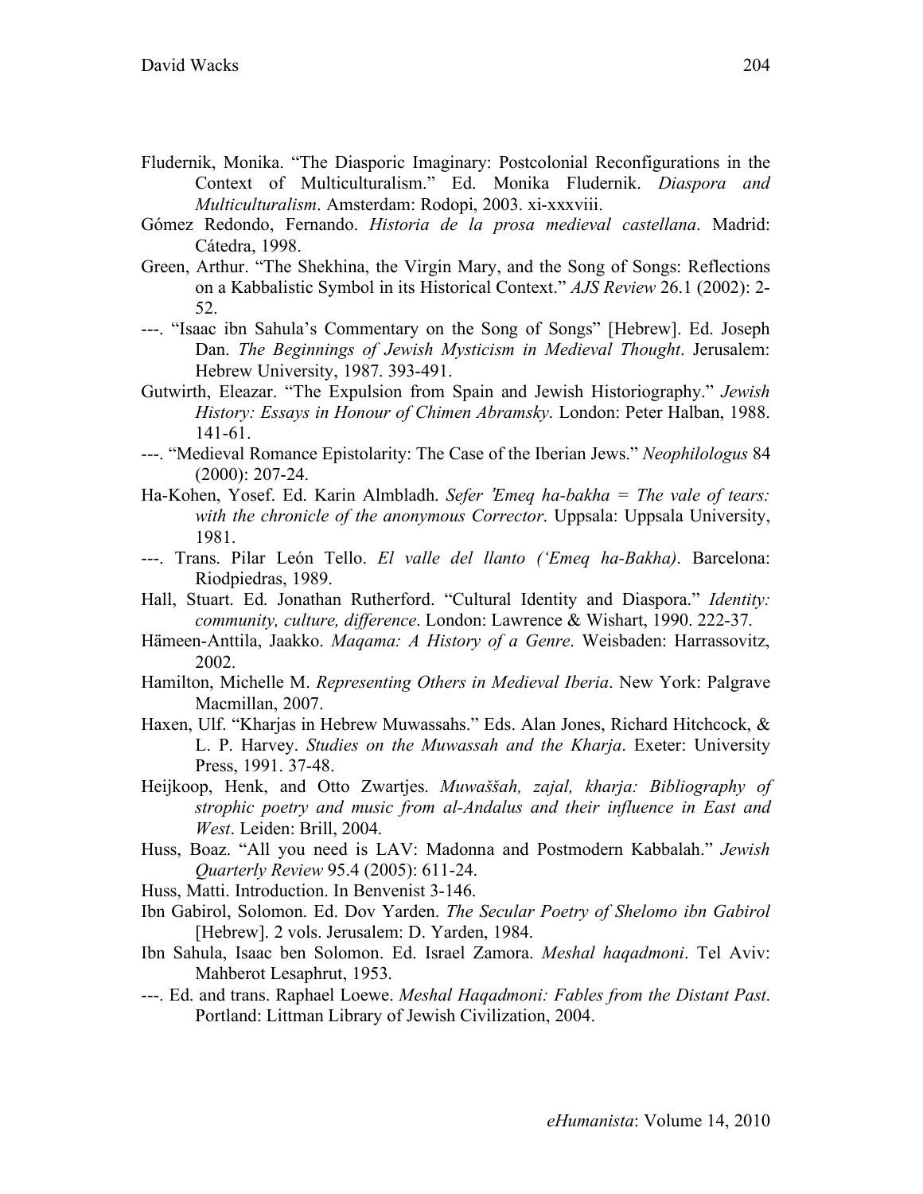Fludernik, Monika. "The Diasporic Imaginary: Postcolonial Reconfigurations in the Context of Multiculturalism." Ed. Monika Fludernik. *Diaspora and Multiculturalism*. Amsterdam: Rodopi, 2003. xi-xxxviii.

Gómez Redondo, Fernando. *Historia de la prosa medieval castellana*. Madrid: Cátedra, 1998.

Green, Arthur. "The Shekhina, the Virgin Mary, and the Song of Songs: Reflections on a Kabbalistic Symbol in its Historical Context." *AJS Review* 26.1 (2002): 2-52.

---. "Isaac ibn Sahula's Commentary on the Song of Songs" [Hebrew]. Ed. Joseph Dan. *The Beginnings of Jewish Mysticism in Medieval Thought*. Jerusalem: Hebrew University, 1987. 393-491.

Gutwirth, Eleazar. "The Expulsion from Spain and Jewish Historiography." *Jewish History: Essays in Honour of Chimen Abramsky*. London: Peter Halban, 1988. 141-61.

---. "Medieval Romance Epistolarity: The Case of the Iberian Jews." *Neophilologus* 84 (2000): 207-24.

Ha-Kohen, Yosef. Ed. Karin Almbladh. *Sefer ʼEmeq ha-bakha = The vale of tears: with the chronicle of the anonymous Corrector*. Uppsala: Uppsala University, 1981.

---. Trans. Pilar León Tello. *El valle del llanto (ʻEmeq ha-Bakha)*. Barcelona: Riodpiedras, 1989.

Hall, Stuart. Ed. Jonathan Rutherford. "Cultural Identity and Diaspora." *Identity: community, culture, difference*. London: Lawrence & Wishart, 1990. 222-37.

Hämeen-Anttila, Jaakko. *Maqama: A History of a Genre*. Weisbaden: Harrassovitz, 2002.

Hamilton, Michelle M. *Representing Others in Medieval Iberia*. New York: Palgrave Macmillan, 2007.

Haxen, Ulf. "Kharjas in Hebrew Muwassahs." Eds. Alan Jones, Richard Hitchcock, & L. P. Harvey. *Studies on the Muwassah and the Kharja*. Exeter: University Press, 1991. 37-48.

Heijkoop, Henk, and Otto Zwartjes. *Muwaššah, zajal, kharja: Bibliography of strophic poetry and music from al-Andalus and their influence in East and West*. Leiden: Brill, 2004.

Huss, Boaz. "All you need is LAV: Madonna and Postmodern Kabbalah." *Jewish Quarterly Review* 95.4 (2005): 611-24.

Huss, Matti. Introduction. In Benvenist 3-146.

Ibn Gabirol, Solomon. Ed. Dov Yarden. *The Secular Poetry of Shelomo ibn Gabirol* [Hebrew]. 2 vols. Jerusalem: D. Yarden, 1984.

Ibn Sahula, Isaac ben Solomon. Ed. Israel Zamora. *Meshal haqadmoni*. Tel Aviv: Mahberot Lesaphrut, 1953.

---. Ed. and trans. Raphael Loewe. *Meshal Haqadmoni: Fables from the Distant Past*. Portland: Littman Library of Jewish Civilization, 2004.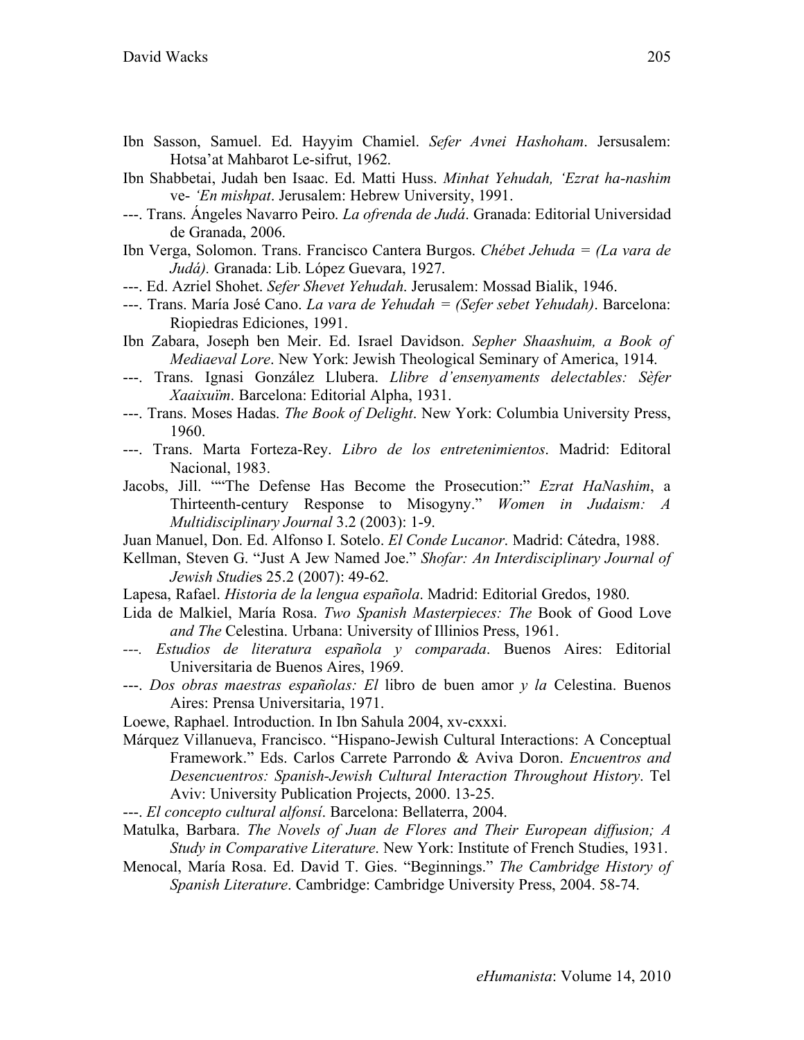Ibn Sasson, Samuel. Ed. Hayyim Chamiel. *Sefer Avnei Hashoham*. Jersusalem: Hotsa'at Mahbarot Le-sifrut, 1962.

Ibn Shabbetai, Judah ben Isaac. Ed. Matti Huss. *Minhat Yehudah, 'Ezrat ha-nashim* ve- *'En mishpat*. Jerusalem: Hebrew University, 1991.

---. Trans. Ángeles Navarro Peiro. *La ofrenda de Judá*. Granada: Editorial Universidad de Granada, 2006.

Ibn Verga, Solomon. Trans. Francisco Cantera Burgos. *Chébet Jehuda = (La vara de Judá).* Granada: Lib. López Guevara, 1927.

---. Ed. Azriel Shohet. *Sefer Shevet Yehudah*. Jerusalem: Mossad Bialik, 1946.

---. Trans. María José Cano. *La vara de Yehudah = (Sefer sebet Yehudah)*. Barcelona: Riopiedras Ediciones, 1991.

Ibn Zabara, Joseph ben Meir. Ed. Israel Davidson. *Sepher Shaashuim, a Book of Mediaeval Lore*. New York: Jewish Theological Seminary of America, 1914.

---. Trans. Ignasi González Llubera. *Llibre d'ensenyaments delectables: Sèfer Xaaixuïm*. Barcelona: Editorial Alpha, 1931.

---. Trans. Moses Hadas. *The Book of Delight*. New York: Columbia University Press, 1960.

---. Trans. Marta Forteza-Rey. *Libro de los entretenimientos*. Madrid: Editoral Nacional, 1983.

Jacobs, Jill. ""The Defense Has Become the Prosecution:" *Ezrat HaNashim*, a Thirteenth-century Response to Misogyny." *Women in Judaism: A Multidisciplinary Journal* 3.2 (2003): 1-9.

Juan Manuel, Don. Ed. Alfonso I. Sotelo. *El Conde Lucanor*. Madrid: Cátedra, 1988.

Kellman, Steven G. "Just A Jew Named Joe." *Shofar: An Interdisciplinary Journal of Jewish Studie*s 25.2 (2007): 49-62.

Lapesa, Rafael. *Historia de la lengua española*. Madrid: Editorial Gredos, 1980.

Lida de Malkiel, María Rosa. *Two Spanish Masterpieces: The* Book of Good Love *and The* Celestina. Urbana: University of Illinios Press, 1961.

---. *Estudios de literatura española y comparada*. Buenos Aires: Editorial Universitaria de Buenos Aires, 1969.

---. *Dos obras maestras españolas: El* libro de buen amor *y la* Celestina. Buenos Aires: Prensa Universitaria, 1971.

Loewe, Raphael. Introduction. In Ibn Sahula 2004, xv-cxxxi.

Márquez Villanueva, Francisco. "Hispano-Jewish Cultural Interactions: A Conceptual Framework." Eds. Carlos Carrete Parrondo & Aviva Doron. *Encuentros and Desencuentros: Spanish-Jewish Cultural Interaction Throughout History*. Tel Aviv: University Publication Projects, 2000. 13-25.

---. *El concepto cultural alfonsí*. Barcelona: Bellaterra, 2004.

Matulka, Barbara. *The Novels of Juan de Flores and Their European diffusion; A Study in Comparative Literature*. New York: Institute of French Studies, 1931.

Menocal, María Rosa. Ed. David T. Gies. "Beginnings." *The Cambridge History of Spanish Literature*. Cambridge: Cambridge University Press, 2004. 58-74.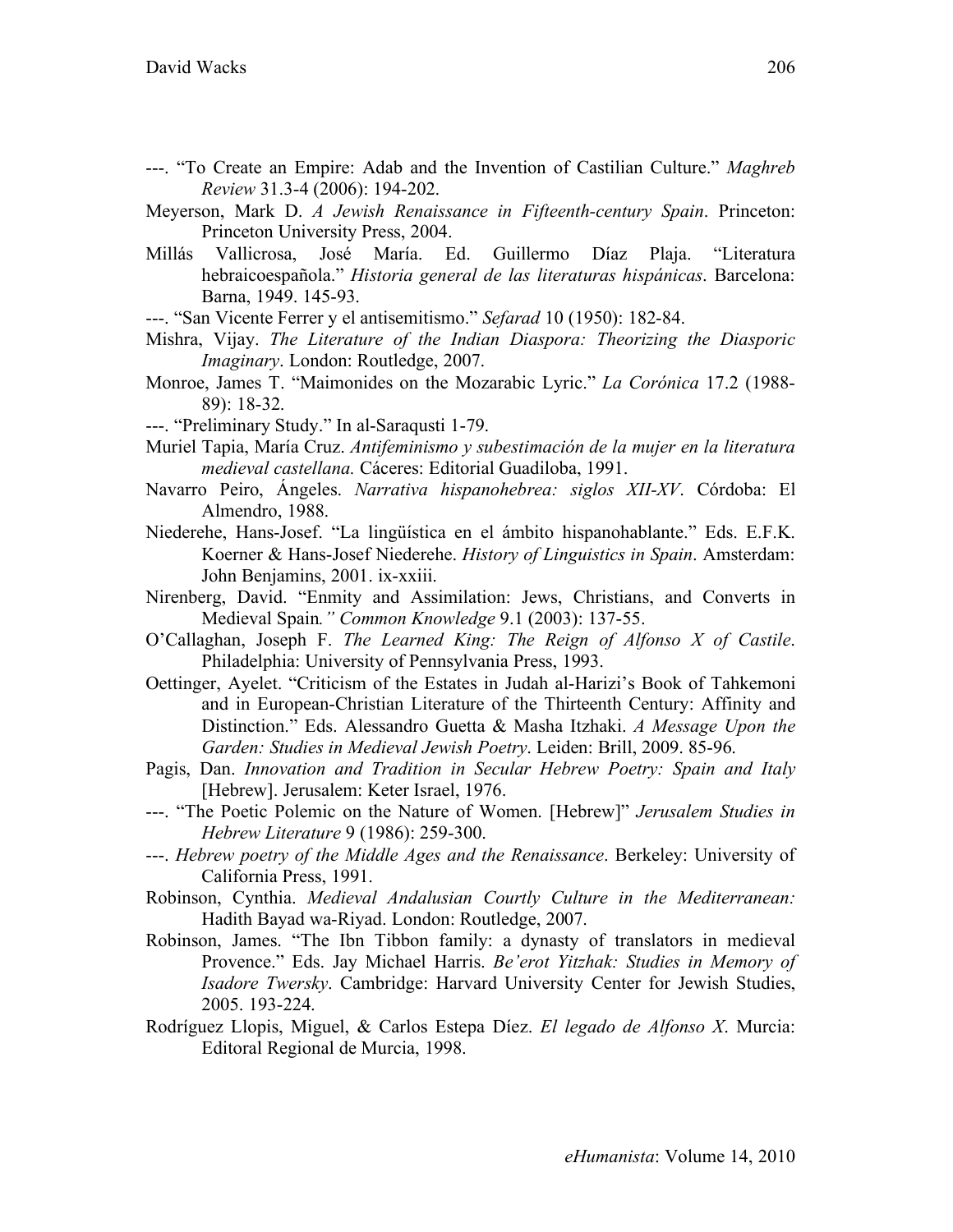---. "To Create an Empire: Adab and the Invention of Castilian Culture." *Maghreb Review* 31.3-4 (2006): 194-202.

Meyerson, Mark D. *A Jewish Renaissance in Fifteenth-century Spain*. Princeton: Princeton University Press, 2004.

Millás Vallicrosa, José María. Ed. Guillermo Díaz Plaja. "Literatura hebraicoespañola." *Historia general de las literaturas hispánicas*. Barcelona: Barna, 1949. 145-93.

---. "San Vicente Ferrer y el antisemitismo." *Sefarad* 10 (1950): 182-84.

Mishra, Vijay. *The Literature of the Indian Diaspora: Theorizing the Diasporic Imaginary*. London: Routledge, 2007.

Monroe, James T. "Maimonides on the Mozarabic Lyric." *La Corónica* 17.2 (1988-89): 18-32.

---. "Preliminary Study." In al-Saraqusti 1-79.

Muriel Tapia, María Cruz. *Antifeminismo y subestimación de la mujer en la literatura medieval castellana.* Cáceres: Editorial Guadiloba, 1991.

Navarro Peiro, Ángeles. *Narrativa hispanohebrea: siglos XII-XV*. Córdoba: El Almendro, 1988.

Niederehe, Hans-Josef. "La lingüística en el ámbito hispanohablante." Eds. E.F.K. Koerner & Hans-Josef Niederehe. *History of Linguistics in Spain*. Amsterdam: John Benjamins, 2001. ix-xxiii.

Nirenberg, David. "Enmity and Assimilation: Jews, Christians, and Converts in Medieval Spain*." Common Knowledge* 9.1 (2003): 137-55.

O'Callaghan, Joseph F. *The Learned King: The Reign of Alfonso X of Castile*. Philadelphia: University of Pennsylvania Press, 1993.

Oettinger, Ayelet. "Criticism of the Estates in Judah al-Harizi's Book of Tahkemoni and in European-Christian Literature of the Thirteenth Century: Affinity and Distinction." Eds. Alessandro Guetta & Masha Itzhaki. *A Message Upon the Garden: Studies in Medieval Jewish Poetry*. Leiden: Brill, 2009. 85-96.

Pagis, Dan. *Innovation and Tradition in Secular Hebrew Poetry: Spain and Italy* [Hebrew]. Jerusalem: Keter Israel, 1976.

---. "The Poetic Polemic on the Nature of Women. [Hebrew]" *Jerusalem Studies in Hebrew Literature* 9 (1986): 259-300.

---. *Hebrew poetry of the Middle Ages and the Renaissance*. Berkeley: University of California Press, 1991.

Robinson, Cynthia. *Medieval Andalusian Courtly Culture in the Mediterranean:* Hadith Bayad wa-Riyad. London: Routledge, 2007.

Robinson, James. "The Ibn Tibbon family: a dynasty of translators in medieval Provence." Eds. Jay Michael Harris. *Be'erot Yitzhak: Studies in Memory of Isadore Twersky*. Cambridge: Harvard University Center for Jewish Studies, 2005. 193-224.

Rodríguez Llopis, Miguel, & Carlos Estepa Díez. *El legado de Alfonso X*. Murcia: Editoral Regional de Murcia, 1998.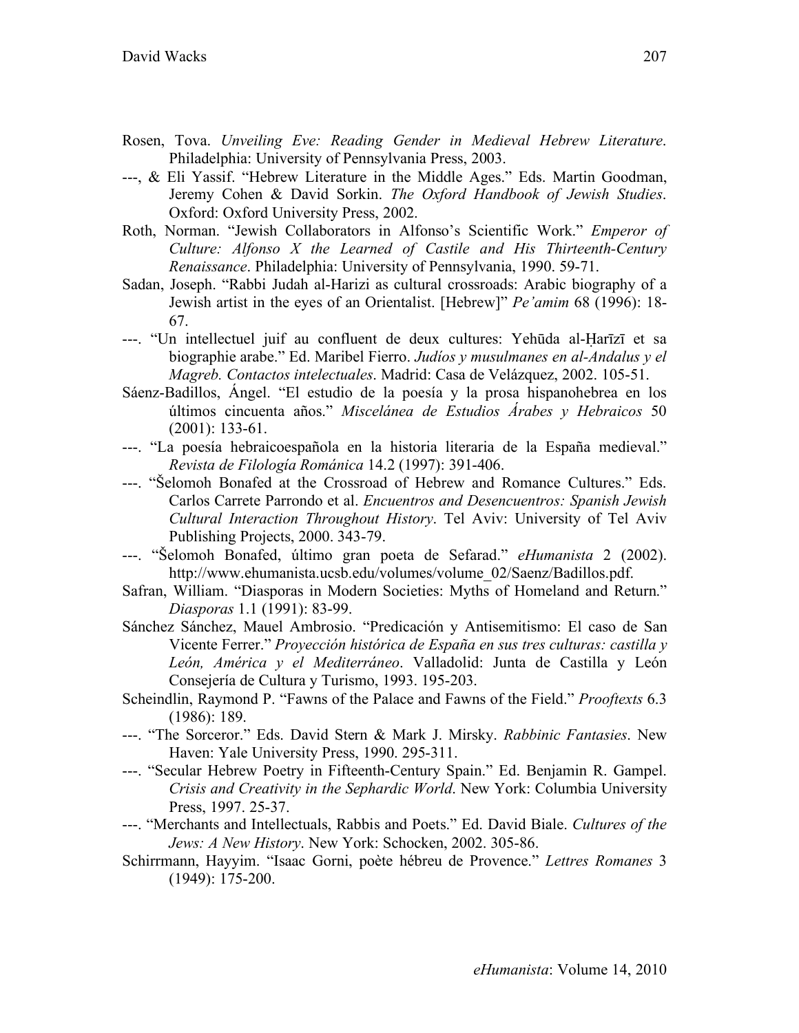Rosen, Tova. *Unveiling Eve: Reading Gender in Medieval Hebrew Literature*. Philadelphia: University of Pennsylvania Press, 2003.

---, & Eli Yassif. "Hebrew Literature in the Middle Ages." Eds. Martin Goodman, Jeremy Cohen & David Sorkin. *The Oxford Handbook of Jewish Studies*. Oxford: Oxford University Press, 2002.

Roth, Norman. "Jewish Collaborators in Alfonso's Scientific Work." *Emperor of Culture: Alfonso X the Learned of Castile and His Thirteenth-Century Renaissance*. Philadelphia: University of Pennsylvania, 1990. 59-71.

Sadan, Joseph. "Rabbi Judah al-Harizi as cultural crossroads: Arabic biography of a Jewish artist in the eyes of an Orientalist. [Hebrew]" *Pe'amim* 68 (1996): 18-67.

---. "Un intellectuel juif au confluent de deux cultures: Yehūda al-Ḥarīzī et sa biographie arabe." Ed. Maribel Fierro. *Judíos y musulmanes en al-Andalus y el Magreb. Contactos intelectuales*. Madrid: Casa de Velázquez, 2002. 105-51.

Sáenz-Badillos, Ángel. "El estudio de la poesía y la prosa hispanohebrea en los últimos cincuenta años." *Miscelánea de Estudios Árabes y Hebraicos* 50 (2001): 133-61.

---. "La poesía hebraicoespañola en la historia literaria de la España medieval." *Revista de Filología Románica* 14.2 (1997): 391-406.

---. "Šelomoh Bonafed at the Crossroad of Hebrew and Romance Cultures." Eds. Carlos Carrete Parrondo et al. *Encuentros and Desencuentros: Spanish Jewish Cultural Interaction Throughout History*. Tel Aviv: University of Tel Aviv Publishing Projects, 2000. 343-79.

---. "Šelomoh Bonafed, último gran poeta de Sefarad." *eHumanista* 2 (2002). http://www.ehumanista.ucsb.edu/volumes/volume_02/Saenz/Badillos.pdf.

Safran, William. "Diasporas in Modern Societies: Myths of Homeland and Return." *Diasporas* 1.1 (1991): 83-99.

Sánchez Sánchez, Mauel Ambrosio. "Predicación y Antisemitismo: El caso de San Vicente Ferrer." *Proyección histórica de España en sus tres culturas: castilla y León, América y el Mediterráneo*. Valladolid: Junta de Castilla y León Consejería de Cultura y Turismo, 1993. 195-203.

Scheindlin, Raymond P. "Fawns of the Palace and Fawns of the Field." *Prooftexts* 6.3 (1986): 189.

---. "The Sorceror." Eds. David Stern & Mark J. Mirsky. *Rabbinic Fantasies*. New Haven: Yale University Press, 1990. 295-311.

---. "Secular Hebrew Poetry in Fifteenth-Century Spain." Ed. Benjamin R. Gampel. *Crisis and Creativity in the Sephardic World*. New York: Columbia University Press, 1997. 25-37.

---. "Merchants and Intellectuals, Rabbis and Poets." Ed. David Biale. *Cultures of the Jews: A New History*. New York: Schocken, 2002. 305-86.

Schirrmann, Hayyim. "Isaac Gorni, poète hébreu de Provence." *Lettres Romanes* 3 (1949): 175-200.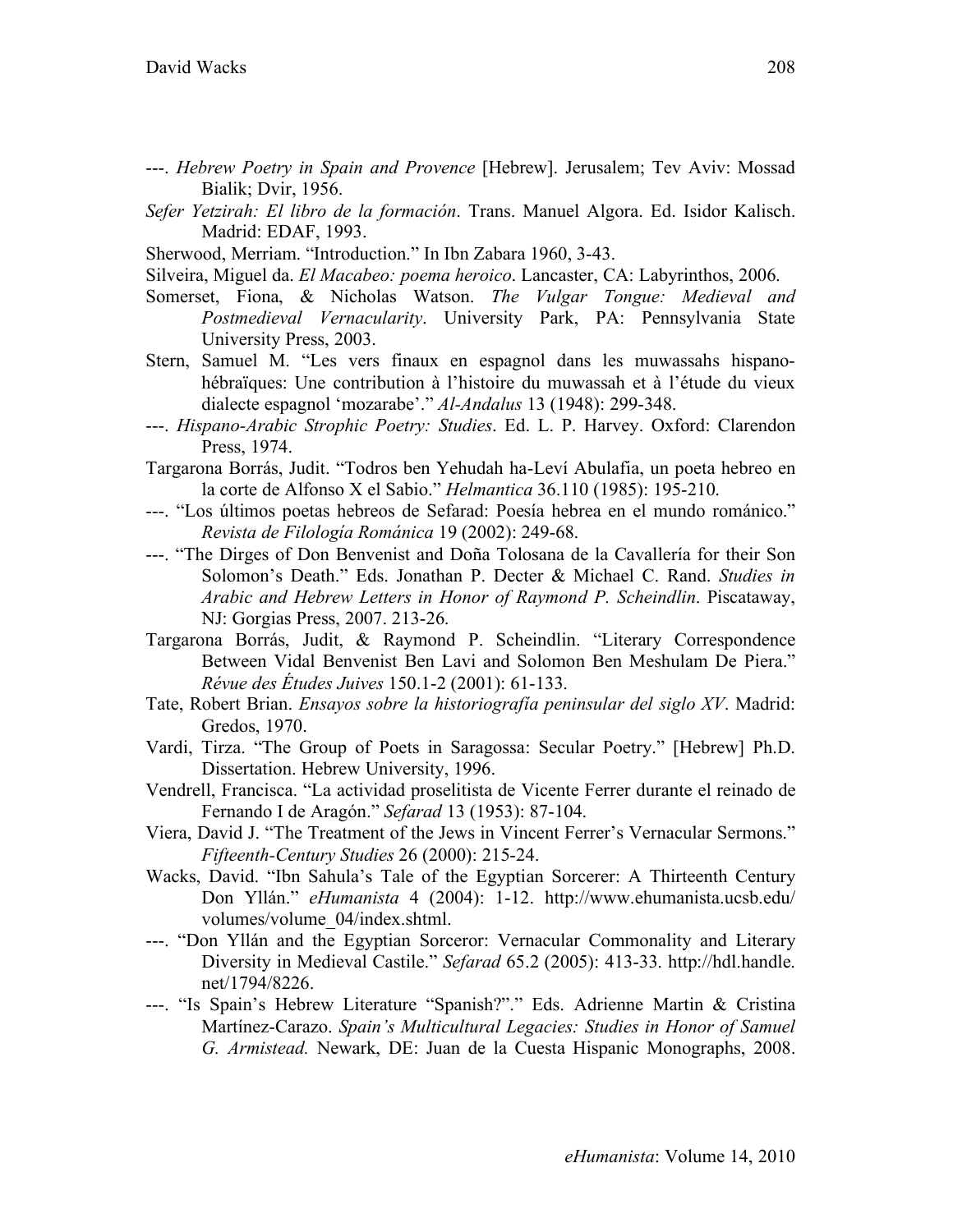---. *Hebrew Poetry in Spain and Provence* [Hebrew]. Jerusalem; Tev Aviv: Mossad Bialik; Dvir, 1956.

*Sefer Yetzirah: El libro de la formación*. Trans. Manuel Algora. Ed. Isidor Kalisch. Madrid: EDAF, 1993.

Sherwood, Merriam. "Introduction." In Ibn Zabara 1960, 3-43.

Silveira, Miguel da. *El Macabeo: poema heroico*. Lancaster, CA: Labyrinthos, 2006.

Somerset, Fiona, & Nicholas Watson. *The Vulgar Tongue: Medieval and Postmedieval Vernacularity*. University Park, PA: Pennsylvania State University Press, 2003.

Stern, Samuel M. "Les vers finaux en espagnol dans les muwassahs hispano-hébraïques: Une contribution à l'histoire du muwassah et à l'étude du vieux dialecte espagnol 'mozarabe'." *Al-Andalus* 13 (1948): 299-348.

---. *Hispano-Arabic Strophic Poetry: Studies*. Ed. L. P. Harvey. Oxford: Clarendon Press, 1974.

Targarona Borrás, Judit. "Todros ben Yehudah ha-Leví Abulafia, un poeta hebreo en la corte de Alfonso X el Sabio." *Helmantica* 36.110 (1985): 195-210.

---. "Los últimos poetas hebreos de Sefarad: Poesía hebrea en el mundo románico." *Revista de Filología Románica* 19 (2002): 249-68.

---. "The Dirges of Don Benvenist and Doña Tolosana de la Cavallería for their Son Solomon's Death." Eds. Jonathan P. Decter & Michael C. Rand. *Studies in Arabic and Hebrew Letters in Honor of Raymond P. Scheindlin*. Piscataway, NJ: Gorgias Press, 2007. 213-26.

Targarona Borrás, Judit, & Raymond P. Scheindlin. "Literary Correspondence Between Vidal Benvenist Ben Lavi and Solomon Ben Meshulam De Piera." *Révue des Études Juives* 150.1-2 (2001): 61-133.

Tate, Robert Brian. *Ensayos sobre la historiografía peninsular del siglo XV*. Madrid: Gredos, 1970.

Vardi, Tirza. "The Group of Poets in Saragossa: Secular Poetry." [Hebrew] Ph.D. Dissertation. Hebrew University, 1996.

Vendrell, Francisca. "La actividad proselitista de Vicente Ferrer durante el reinado de Fernando I de Aragón." *Sefarad* 13 (1953): 87-104.

Viera, David J. "The Treatment of the Jews in Vincent Ferrer's Vernacular Sermons." *Fifteenth-Century Studies* 26 (2000): 215-24.

Wacks, David. "Ibn Sahula's Tale of the Egyptian Sorcerer: A Thirteenth Century Don Yllán." *eHumanista* 4 (2004): 1-12. http://www.ehumanista.ucsb.edu/volumes/volume_04/index.shtml.

---. "Don Yllán and the Egyptian Sorceror: Vernacular Commonality and Literary Diversity in Medieval Castile." *Sefarad* 65.2 (2005): 413-33. http://hdl.handle.net/1794/8226.

---. "Is Spain's Hebrew Literature "Spanish?"." Eds. Adrienne Martin & Cristina Martínez-Carazo. *Spain's Multicultural Legacies: Studies in Honor of Samuel G. Armistead.* Newark, DE: Juan de la Cuesta Hispanic Monographs, 2008.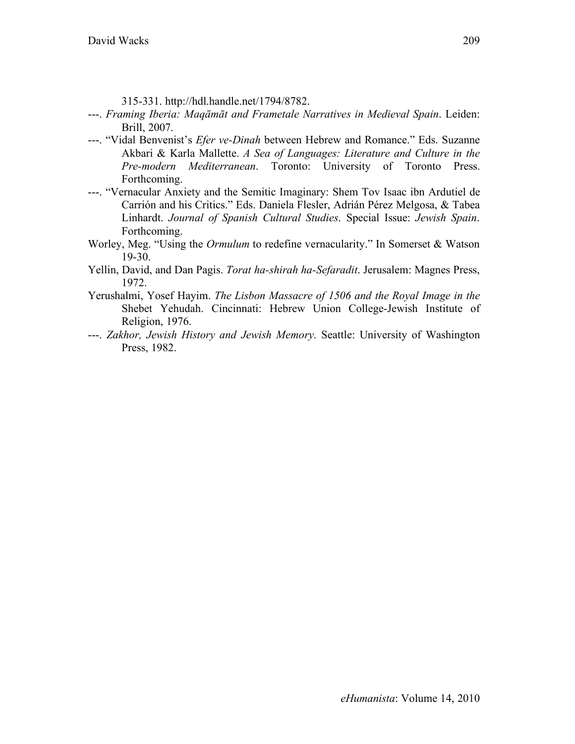315-331. http://hdl.handle.net/1794/8782.

---. *Framing Iberia: Maqāmāt and Frametale Narratives in Medieval Spain*. Leiden: Brill, 2007.

---. "Vidal Benvenist's *Efer ve-Dinah* between Hebrew and Romance." Eds. Suzanne Akbari & Karla Mallette. *A Sea of Languages: Literature and Culture in the Pre-modern Mediterranean*. Toronto: University of Toronto Press. Forthcoming.

---. "Vernacular Anxiety and the Semitic Imaginary: Shem Tov Isaac ibn Ardutiel de Carrión and his Critics." Eds. Daniela Flesler, Adrián Pérez Melgosa, & Tabea Linhardt. *Journal of Spanish Cultural Studies*. Special Issue: *Jewish Spain*. Forthcoming.

Worley, Meg. "Using the *Ormulum* to redefine vernacularity." In Somerset & Watson 19-30.

Yellin, David, and Dan Pagis. *Torat ha-shirah ha-Sefaradit*. Jerusalem: Magnes Press, 1972.

Yerushalmi, Yosef Hayim. *The Lisbon Massacre of 1506 and the Royal Image in the* Shebet Yehudah. Cincinnati: Hebrew Union College-Jewish Institute of Religion, 1976.

---. *Zakhor, Jewish History and Jewish Memory*. Seattle: University of Washington Press, 1982.